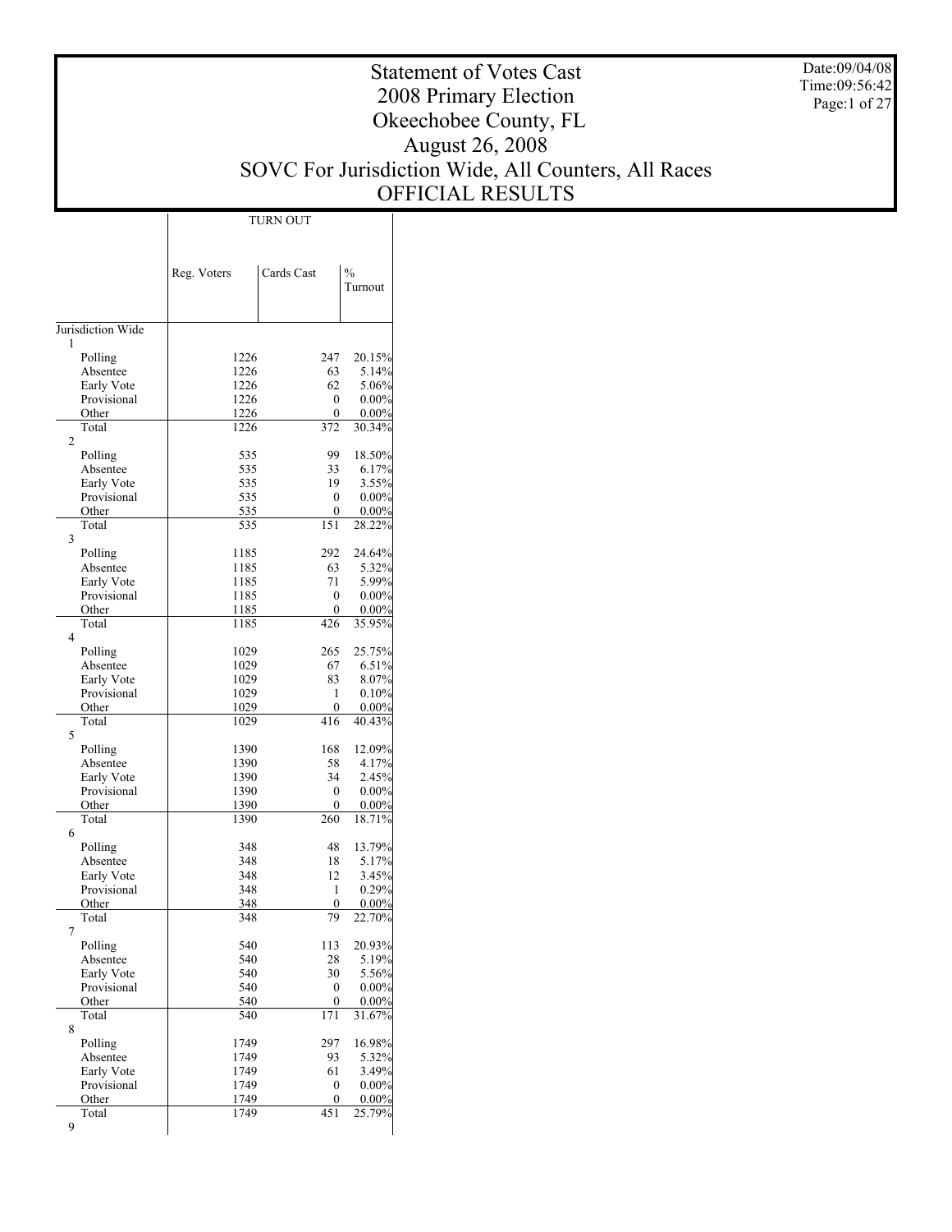# Statement of Votes Cast
# 2008 Primary Election
# Okeechobee County, FL
# August 26, 2008
# SOVC For Jurisdiction Wide, All Counters, All Races
# OFFICIAL RESULTS

Date:09/04/08
Time:09:56:42

| | TURN OUT | | |
|---|---|---|---|
| | Reg. Voters | Cards Cast | % Turnout |
| **Jurisdiction Wide** | | | |
| **1** | | | |
| Polling | 1226 | 247 | 20.15% |
| Absentee | 1226 | 63 | 5.14% |
| Early Vote | 1226 | 62 | 5.06% |
| Provisional | 1226 | 0 | 0.00% |
| Other | 1226 | 0 | 0.00% |
| Total | 1226 | 372 | 30.34% |
| **2** | | | |
| Polling | 535 | 99 | 18.50% |
| Absentee | 535 | 33 | 6.17% |
| Early Vote | 535 | 19 | 3.55% |
| Provisional | 535 | 0 | 0.00% |
| Other | 535 | 0 | 0.00% |
| Total | 535 | 151 | 28.22% |
| **3** | | | |
| Polling | 1185 | 292 | 24.64% |
| Absentee | 1185 | 63 | 5.32% |
| Early Vote | 1185 | 71 | 5.99% |
| Provisional | 1185 | 0 | 0.00% |
| Other | 1185 | 0 | 0.00% |
| Total | 1185 | 426 | 35.95% |
| **4** | | | |
| Polling | 1029 | 265 | 25.75% |
| Absentee | 1029 | 67 | 6.51% |
| Early Vote | 1029 | 83 | 8.07% |
| Provisional | 1029 | 1 | 0.10% |
| Other | 1029 | 0 | 0.00% |
| Total | 1029 | 416 | 40.43% |
| **5** | | | |
| Polling | 1390 | 168 | 12.09% |
| Absentee | 1390 | 58 | 4.17% |
| Early Vote | 1390 | 34 | 2.45% |
| Provisional | 1390 | 0 | 0.00% |
| Other | 1390 | 0 | 0.00% |
| Total | 1390 | 260 | 18.71% |
| **6** | | | |
| Polling | 348 | 48 | 13.79% |
| Absentee | 348 | 18 | 5.17% |
| Early Vote | 348 | 12 | 3.45% |
| Provisional | 348 | 1 | 0.29% |
| Other | 348 | 0 | 0.00% |
| Total | 348 | 79 | 22.70% |
| **7** | | | |
| Polling | 540 | 113 | 20.93% |
| Absentee | 540 | 28 | 5.19% |
| Early Vote | 540 | 30 | 5.56% |
| Provisional | 540 | 0 | 0.00% |
| Other | 540 | 0 | 0.00% |
| Total | 540 | 171 | 31.67% |
| **8** | | | |
| Polling | 1749 | 297 | 16.98% |
| Absentee | 1749 | 93 | 5.32% |
| Early Vote | 1749 | 61 | 3.49% |
| Provisional | 1749 | 0 | 0.00% |
| Other | 1749 | 0 | 0.00% |
| Total | 1749 | 451 | 25.79% |
| **9** | | | |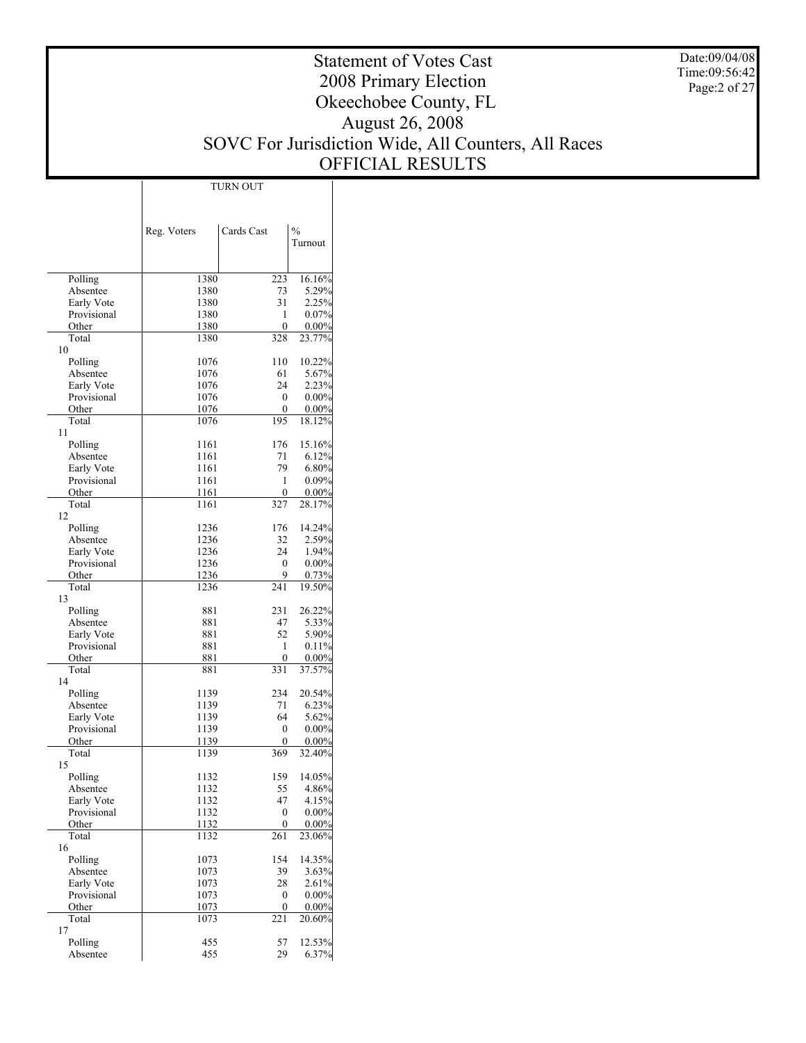# Statement of Votes Cast
## 2008 Primary Election
## Okeechobee County, FL
## August 26, 2008
## SOVC For Jurisdiction Wide, All Counters, All Races
## OFFICIAL RESULTS

Date:09/04/08
Time:09:56:42

| | TURN OUT | | |
|---|---|---|---|
| | Reg. Voters | Cards Cast | % Turnout |
| Polling | 1380 | 223 | 16.16% |
| Absentee | 1380 | 73 | 5.29% |
| Early Vote | 1380 | 31 | 2.25% |
| Provisional | 1380 | 1 | 0.07% |
| Other | 1380 | 0 | 0.00% |
| Total | 1380 | 328 | 23.77% |
| 10 | | | |
| Polling | 1076 | 110 | 10.22% |
| Absentee | 1076 | 61 | 5.67% |
| Early Vote | 1076 | 24 | 2.23% |
| Provisional | 1076 | 0 | 0.00% |
| Other | 1076 | 0 | 0.00% |
| Total | 1076 | 195 | 18.12% |
| 11 | | | |
| Polling | 1161 | 176 | 15.16% |
| Absentee | 1161 | 71 | 6.12% |
| Early Vote | 1161 | 79 | 6.80% |
| Provisional | 1161 | 1 | 0.09% |
| Other | 1161 | 0 | 0.00% |
| Total | 1161 | 327 | 28.17% |
| 12 | | | |
| Polling | 1236 | 176 | 14.24% |
| Absentee | 1236 | 32 | 2.59% |
| Early Vote | 1236 | 24 | 1.94% |
| Provisional | 1236 | 0 | 0.00% |
| Other | 1236 | 9 | 0.73% |
| Total | 1236 | 241 | 19.50% |
| 13 | | | |
| Polling | 881 | 231 | 26.22% |
| Absentee | 881 | 47 | 5.33% |
| Early Vote | 881 | 52 | 5.90% |
| Provisional | 881 | 1 | 0.11% |
| Other | 881 | 0 | 0.00% |
| Total | 881 | 331 | 37.57% |
| 14 | | | |
| Polling | 1139 | 234 | 20.54% |
| Absentee | 1139 | 71 | 6.23% |
| Early Vote | 1139 | 64 | 5.62% |
| Provisional | 1139 | 0 | 0.00% |
| Other | 1139 | 0 | 0.00% |
| Total | 1139 | 369 | 32.40% |
| 15 | | | |
| Polling | 1132 | 159 | 14.05% |
| Absentee | 1132 | 55 | 4.86% |
| Early Vote | 1132 | 47 | 4.15% |
| Provisional | 1132 | 0 | 0.00% |
| Other | 1132 | 0 | 0.00% |
| Total | 1132 | 261 | 23.06% |
| 16 | | | |
| Polling | 1073 | 154 | 14.35% |
| Absentee | 1073 | 39 | 3.63% |
| Early Vote | 1073 | 28 | 2.61% |
| Provisional | 1073 | 0 | 0.00% |
| Other | 1073 | 0 | 0.00% |
| Total | 1073 | 221 | 20.60% |
| 17 | | | |
| Polling | 455 | 57 | 12.53% |
| Absentee | 455 | 29 | 6.37% |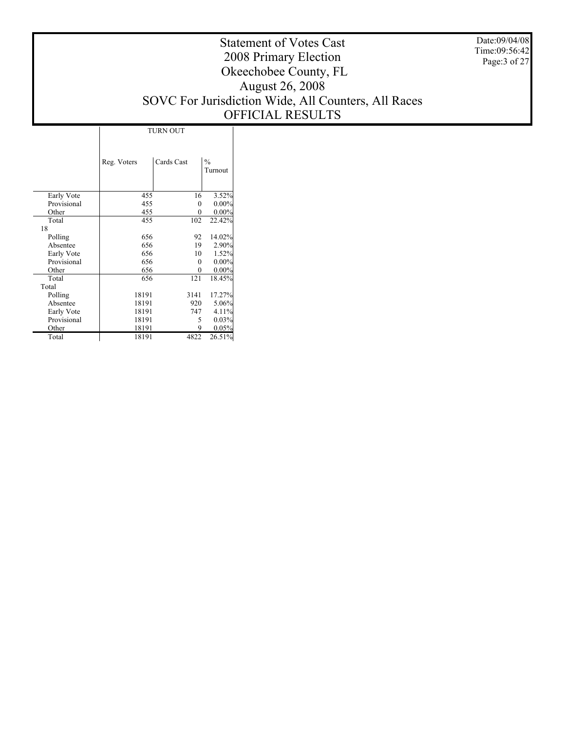# Statement of Votes Cast
## 2008 Primary Election
## Okeechobee County, FL
## August 26, 2008
## SOVC For Jurisdiction Wide, All Counters, All Races
## OFFICIAL RESULTS

Date:09/04/08
Time:09:56:42

| | TURN OUT | | |
|---|---|---|---|
| | Reg. Voters | Cards Cast | % Turnout |
| Early Vote | 455 | 16 | 3.52% |
| Provisional | 455 | 0 | 0.00% |
| Other | 455 | 0 | 0.00% |
| Total | 455 | 102 | 22.42% |
| 18 | | | |
| Polling | 656 | 92 | 14.02% |
| Absentee | 656 | 19 | 2.90% |
| Early Vote | 656 | 10 | 1.52% |
| Provisional | 656 | 0 | 0.00% |
| Other | 656 | 0 | 0.00% |
| Total | 656 | 121 | 18.45% |
| Total | | | |
| Polling | 18191 | 3141 | 17.27% |
| Absentee | 18191 | 920 | 5.06% |
| Early Vote | 18191 | 747 | 4.11% |
| Provisional | 18191 | 5 | 0.03% |
| Other | 18191 | 9 | 0.05% |
| Total | 18191 | 4822 | 26.51% |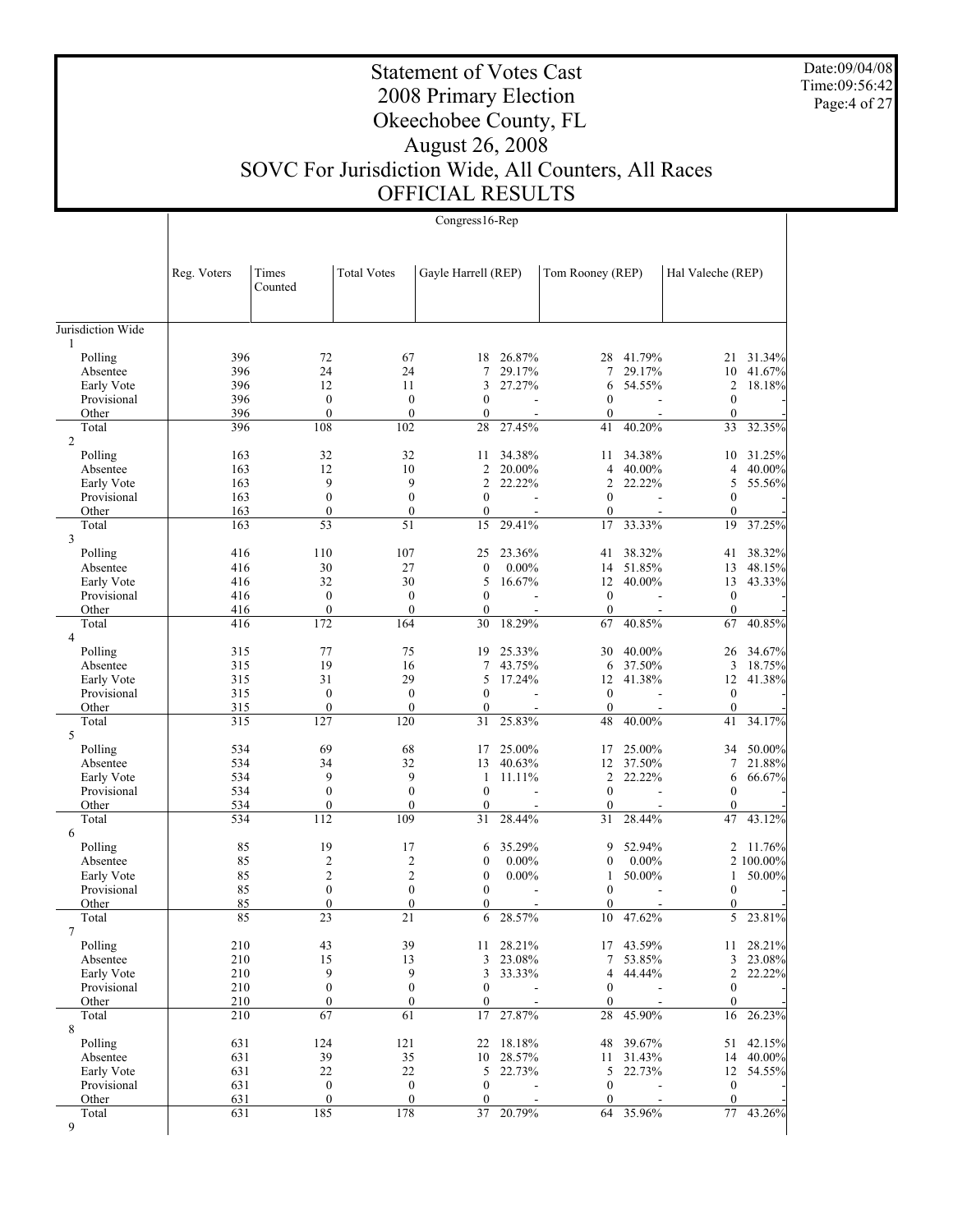# Statement of Votes Cast
# 2008 Primary Election
# Okeechobee County, FL
# August 26, 2008
# SOVC For Jurisdiction Wide, All Counters, All Races
# OFFICIAL RESULTS

Date:09/04/08
Time:09:56:42

Congress16-Rep

| | Reg. Voters | Times Counted | Total Votes | Gayle Harrell (REP) | | Tom Rooney (REP) | | Hal Valeche (REP) | |
|---|---|---|---|---|---|---|---|---|---|
| Jurisdiction Wide | | | | | | | | | |
| 1 | | | | | | | | | |
| Polling | 396 | 72 | 67 | 18 | 26.87% | 28 | 41.79% | 21 | 31.34% |
| Absentee | 396 | 24 | 24 | 7 | 29.17% | 7 | 29.17% | 10 | 41.67% |
| Early Vote | 396 | 12 | 11 | 3 | 27.27% | 6 | 54.55% | 2 | 18.18% |
| Provisional | 396 | 0 | 0 | 0 | - | 0 | - | 0 | - |
| Other | 396 | 0 | 0 | 0 | - | 0 | - | 0 | - |
| Total | 396 | 108 | 102 | 28 | 27.45% | 41 | 40.20% | 33 | 32.35% |
| 2 | | | | | | | | | |
| Polling | 163 | 32 | 32 | 11 | 34.38% | 11 | 34.38% | 10 | 31.25% |
| Absentee | 163 | 12 | 10 | 2 | 20.00% | 4 | 40.00% | 4 | 40.00% |
| Early Vote | 163 | 9 | 9 | 2 | 22.22% | 2 | 22.22% | 5 | 55.56% |
| Provisional | 163 | 0 | 0 | 0 | - | 0 | - | 0 | - |
| Other | 163 | 0 | 0 | 0 | - | 0 | - | 0 | - |
| Total | 163 | 53 | 51 | 15 | 29.41% | 17 | 33.33% | 19 | 37.25% |
| 3 | | | | | | | | | |
| Polling | 416 | 110 | 107 | 25 | 23.36% | 41 | 38.32% | 41 | 38.32% |
| Absentee | 416 | 30 | 27 | 0 | 0.00% | 14 | 51.85% | 13 | 48.15% |
| Early Vote | 416 | 32 | 30 | 5 | 16.67% | 12 | 40.00% | 13 | 43.33% |
| Provisional | 416 | 0 | 0 | 0 | - | 0 | - | 0 | - |
| Other | 416 | 0 | 0 | 0 | - | 0 | - | 0 | - |
| Total | 416 | 172 | 164 | 30 | 18.29% | 67 | 40.85% | 67 | 40.85% |
| 4 | | | | | | | | | |
| Polling | 315 | 77 | 75 | 19 | 25.33% | 30 | 40.00% | 26 | 34.67% |
| Absentee | 315 | 19 | 16 | 7 | 43.75% | 6 | 37.50% | 3 | 18.75% |
| Early Vote | 315 | 31 | 29 | 5 | 17.24% | 12 | 41.38% | 12 | 41.38% |
| Provisional | 315 | 0 | 0 | 0 | - | 0 | - | 0 | - |
| Other | 315 | 0 | 0 | 0 | - | 0 | - | 0 | - |
| Total | 315 | 127 | 120 | 31 | 25.83% | 48 | 40.00% | 41 | 34.17% |
| 5 | | | | | | | | | |
| Polling | 534 | 69 | 68 | 17 | 25.00% | 17 | 25.00% | 34 | 50.00% |
| Absentee | 534 | 34 | 32 | 13 | 40.63% | 12 | 37.50% | 7 | 21.88% |
| Early Vote | 534 | 9 | 9 | 1 | 11.11% | 2 | 22.22% | 6 | 66.67% |
| Provisional | 534 | 0 | 0 | 0 | - | 0 | - | 0 | - |
| Other | 534 | 0 | 0 | 0 | - | 0 | - | 0 | - |
| Total | 534 | 112 | 109 | 31 | 28.44% | 31 | 28.44% | 47 | 43.12% |
| 6 | | | | | | | | | |
| Polling | 85 | 19 | 17 | 6 | 35.29% | 9 | 52.94% | 2 | 11.76% |
| Absentee | 85 | 2 | 2 | 0 | 0.00% | 0 | 0.00% | 2 | 100.00% |
| Early Vote | 85 | 2 | 2 | 0 | 0.00% | 1 | 50.00% | 1 | 50.00% |
| Provisional | 85 | 0 | 0 | 0 | - | 0 | - | 0 | - |
| Other | 85 | 0 | 0 | 0 | - | 0 | - | 0 | - |
| Total | 85 | 23 | 21 | 6 | 28.57% | 10 | 47.62% | 5 | 23.81% |
| 7 | | | | | | | | | |
| Polling | 210 | 43 | 39 | 11 | 28.21% | 17 | 43.59% | 11 | 28.21% |
| Absentee | 210 | 15 | 13 | 3 | 23.08% | 7 | 53.85% | 3 | 23.08% |
| Early Vote | 210 | 9 | 9 | 3 | 33.33% | 4 | 44.44% | 2 | 22.22% |
| Provisional | 210 | 0 | 0 | 0 | - | 0 | - | 0 | - |
| Other | 210 | 0 | 0 | 0 | - | 0 | - | 0 | - |
| Total | 210 | 67 | 61 | 17 | 27.87% | 28 | 45.90% | 16 | 26.23% |
| 8 | | | | | | | | | |
| Polling | 631 | 124 | 121 | 22 | 18.18% | 48 | 39.67% | 51 | 42.15% |
| Absentee | 631 | 39 | 35 | 10 | 28.57% | 11 | 31.43% | 14 | 40.00% |
| Early Vote | 631 | 22 | 22 | 5 | 22.73% | 5 | 22.73% | 12 | 54.55% |
| Provisional | 631 | 0 | 0 | 0 | - | 0 | - | 0 | - |
| Other | 631 | 0 | 0 | 0 | - | 0 | - | 0 | - |
| Total | 631 | 185 | 178 | 37 | 20.79% | 64 | 35.96% | 77 | 43.26% |
| 9 | | | | | | | | | |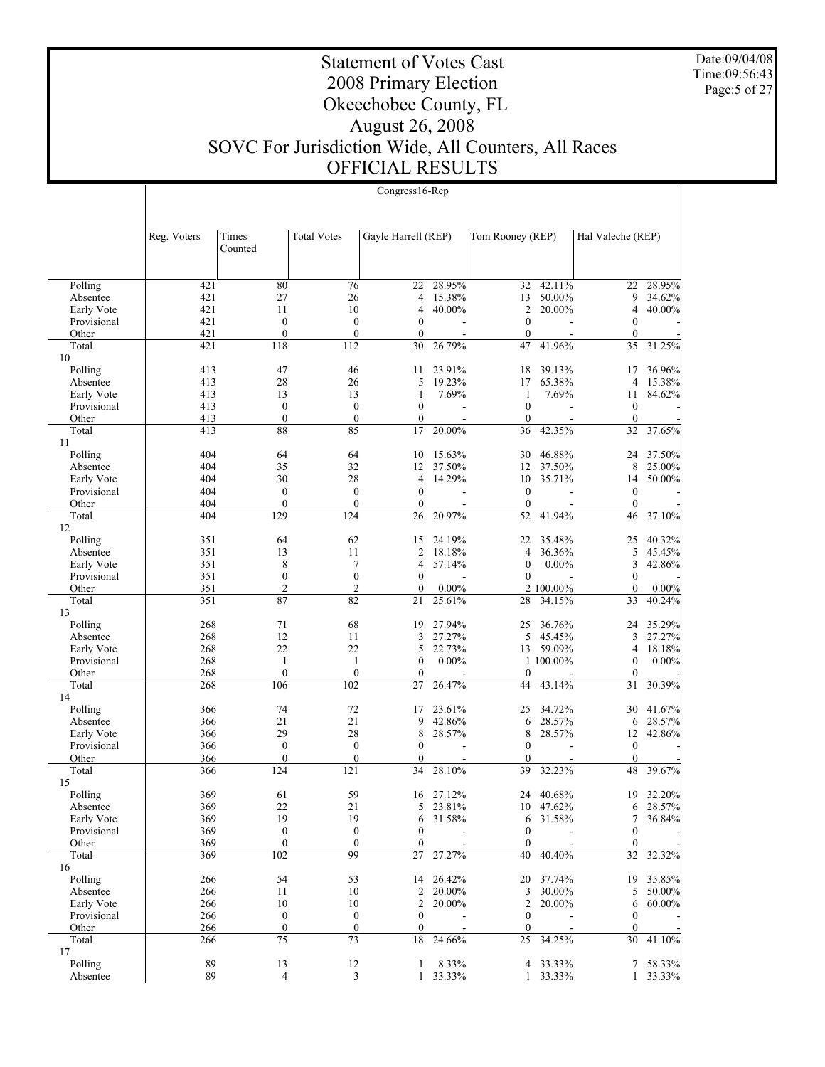# Statement of Votes Cast
# 2008 Primary Election
# Okeechobee County, FL
# August 26, 2008
# SOVC For Jurisdiction Wide, All Counters, All Races
# OFFICIAL RESULTS

Date:09/04/08
Time:09:56:43

Congress16-Rep

| | Reg. Voters | Times Counted | Total Votes | Gayle Harrell (REP) | | Tom Rooney (REP) | | Hal Valeche (REP) | |
|---|---|---|---|---|---|---|---|---|---|
| Polling | 421 | 80 | 76 | 22 | 28.95% | 32 | 42.11% | 22 | 28.95% |
| Absentee | 421 | 27 | 26 | 4 | 15.38% | 13 | 50.00% | 9 | 34.62% |
| Early Vote | 421 | 11 | 10 | 4 | 40.00% | 2 | 20.00% | 4 | 40.00% |
| Provisional | 421 | 0 | 0 | 0 | - | 0 | - | 0 | - |
| Other | 421 | 0 | 0 | 0 | - | 0 | - | 0 | - |
| Total | 421 | 118 | 112 | 30 | 26.79% | 47 | 41.96% | 35 | 31.25% |
| 10 | | | | | | | | | |
| Polling | 413 | 47 | 46 | 11 | 23.91% | 18 | 39.13% | 17 | 36.96% |
| Absentee | 413 | 28 | 26 | 5 | 19.23% | 17 | 65.38% | 4 | 15.38% |
| Early Vote | 413 | 13 | 13 | 1 | 7.69% | 1 | 7.69% | 11 | 84.62% |
| Provisional | 413 | 0 | 0 | 0 | - | 0 | - | 0 | - |
| Other | 413 | 0 | 0 | 0 | - | 0 | - | 0 | - |
| Total | 413 | 88 | 85 | 17 | 20.00% | 36 | 42.35% | 32 | 37.65% |
| 11 | | | | | | | | | |
| Polling | 404 | 64 | 64 | 10 | 15.63% | 30 | 46.88% | 24 | 37.50% |
| Absentee | 404 | 35 | 32 | 12 | 37.50% | 12 | 37.50% | 8 | 25.00% |
| Early Vote | 404 | 30 | 28 | 4 | 14.29% | 10 | 35.71% | 14 | 50.00% |
| Provisional | 404 | 0 | 0 | 0 | - | 0 | - | 0 | - |
| Other | 404 | 0 | 0 | 0 | - | 0 | - | 0 | - |
| Total | 404 | 129 | 124 | 26 | 20.97% | 52 | 41.94% | 46 | 37.10% |
| 12 | | | | | | | | | |
| Polling | 351 | 64 | 62 | 15 | 24.19% | 22 | 35.48% | 25 | 40.32% |
| Absentee | 351 | 13 | 11 | 2 | 18.18% | 4 | 36.36% | 5 | 45.45% |
| Early Vote | 351 | 8 | 7 | 4 | 57.14% | 0 | 0.00% | 3 | 42.86% |
| Provisional | 351 | 0 | 0 | 0 | - | 0 | - | 0 | - |
| Other | 351 | 2 | 2 | 0 | 0.00% | 2 | 100.00% | 0 | 0.00% |
| Total | 351 | 87 | 82 | 21 | 25.61% | 28 | 34.15% | 33 | 40.24% |
| 13 | | | | | | | | | |
| Polling | 268 | 71 | 68 | 19 | 27.94% | 25 | 36.76% | 24 | 35.29% |
| Absentee | 268 | 12 | 11 | 3 | 27.27% | 5 | 45.45% | 3 | 27.27% |
| Early Vote | 268 | 22 | 22 | 5 | 22.73% | 13 | 59.09% | 4 | 18.18% |
| Provisional | 268 | 1 | 1 | 0 | 0.00% | 1 | 100.00% | 0 | 0.00% |
| Other | 268 | 0 | 0 | 0 | - | 0 | - | 0 | - |
| Total | 268 | 106 | 102 | 27 | 26.47% | 44 | 43.14% | 31 | 30.39% |
| 14 | | | | | | | | | |
| Polling | 366 | 74 | 72 | 17 | 23.61% | 25 | 34.72% | 30 | 41.67% |
| Absentee | 366 | 21 | 21 | 9 | 42.86% | 6 | 28.57% | 6 | 28.57% |
| Early Vote | 366 | 29 | 28 | 8 | 28.57% | 8 | 28.57% | 12 | 42.86% |
| Provisional | 366 | 0 | 0 | 0 | - | 0 | - | 0 | - |
| Other | 366 | 0 | 0 | 0 | - | 0 | - | 0 | - |
| Total | 366 | 124 | 121 | 34 | 28.10% | 39 | 32.23% | 48 | 39.67% |
| 15 | | | | | | | | | |
| Polling | 369 | 61 | 59 | 16 | 27.12% | 24 | 40.68% | 19 | 32.20% |
| Absentee | 369 | 22 | 21 | 5 | 23.81% | 10 | 47.62% | 6 | 28.57% |
| Early Vote | 369 | 19 | 19 | 6 | 31.58% | 6 | 31.58% | 7 | 36.84% |
| Provisional | 369 | 0 | 0 | 0 | - | 0 | - | 0 | - |
| Other | 369 | 0 | 0 | 0 | - | 0 | - | 0 | - |
| Total | 369 | 102 | 99 | 27 | 27.27% | 40 | 40.40% | 32 | 32.32% |
| 16 | | | | | | | | | |
| Polling | 266 | 54 | 53 | 14 | 26.42% | 20 | 37.74% | 19 | 35.85% |
| Absentee | 266 | 11 | 10 | 2 | 20.00% | 3 | 30.00% | 5 | 50.00% |
| Early Vote | 266 | 10 | 10 | 2 | 20.00% | 2 | 20.00% | 6 | 60.00% |
| Provisional | 266 | 0 | 0 | 0 | - | 0 | - | 0 | - |
| Other | 266 | 0 | 0 | 0 | - | 0 | - | 0 | - |
| Total | 266 | 75 | 73 | 18 | 24.66% | 25 | 34.25% | 30 | 41.10% |
| 17 | | | | | | | | | |
| Polling | 89 | 13 | 12 | 1 | 8.33% | 4 | 33.33% | 7 | 58.33% |
| Absentee | 89 | 4 | 3 | 1 | 33.33% | 1 | 33.33% | 1 | 33.33% |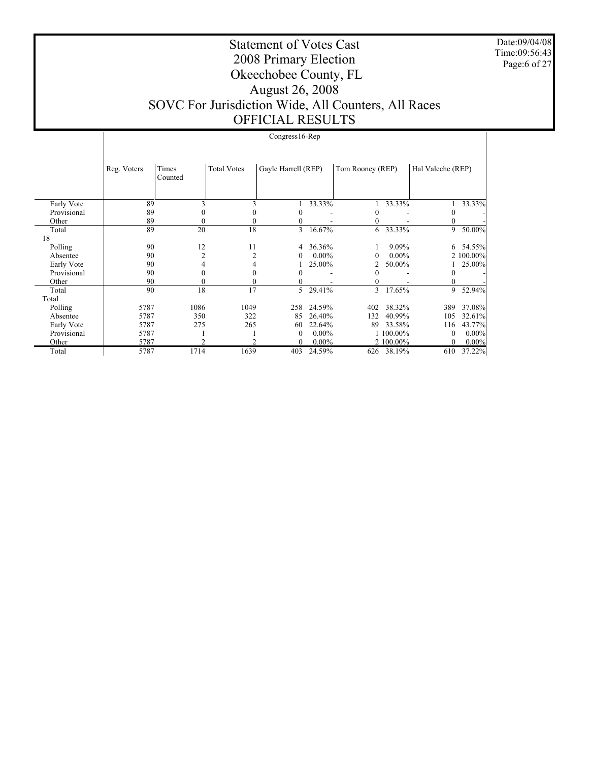# Statement of Votes Cast
# 2008 Primary Election
# Okeechobee County, FL
# August 26, 2008
# SOVC For Jurisdiction Wide, All Counters, All Races
# OFFICIAL RESULTS

Date:09/04/08
Time:09:56:43

Congress16-Rep

| | Reg. Voters | Times Counted | Total Votes | Gayle Harrell (REP) | | Tom Rooney (REP) | | Hal Valeche (REP) | |
|---|---|---|---|---|---|---|---|---|---|
| Early Vote | 89 | 3 | 3 | 1 | 33.33% | 1 | 33.33% | 1 | 33.33% |
| Provisional | 89 | 0 | 0 | 0 | - | 0 | - | 0 | - |
| Other | 89 | 0 | 0 | 0 | - | 0 | - | 0 | - |
| Total | 89 | 20 | 18 | 3 | 16.67% | 6 | 33.33% | 9 | 50.00% |
| 18 | | | | | | | | | |
| Polling | 90 | 12 | 11 | 4 | 36.36% | 1 | 9.09% | 6 | 54.55% |
| Absentee | 90 | 2 | 2 | 0 | 0.00% | 0 | 0.00% | 2 | 100.00% |
| Early Vote | 90 | 4 | 4 | 1 | 25.00% | 2 | 50.00% | 1 | 25.00% |
| Provisional | 90 | 0 | 0 | 0 | - | 0 | - | 0 | - |
| Other | 90 | 0 | 0 | 0 | - | 0 | - | 0 | - |
| Total | 90 | 18 | 17 | 5 | 29.41% | 3 | 17.65% | 9 | 52.94% |
| Total | | | | | | | | | |
| Polling | 5787 | 1086 | 1049 | 258 | 24.59% | 402 | 38.32% | 389 | 37.08% |
| Absentee | 5787 | 350 | 322 | 85 | 26.40% | 132 | 40.99% | 105 | 32.61% |
| Early Vote | 5787 | 275 | 265 | 60 | 22.64% | 89 | 33.58% | 116 | 43.77% |
| Provisional | 5787 | 1 | 1 | 0 | 0.00% | 1 | 100.00% | 0 | 0.00% |
| Other | 5787 | 2 | 2 | 0 | 0.00% | 2 | 100.00% | 0 | 0.00% |
| Total | 5787 | 1714 | 1639 | 403 | 24.59% | 626 | 38.19% | 610 | 37.22% |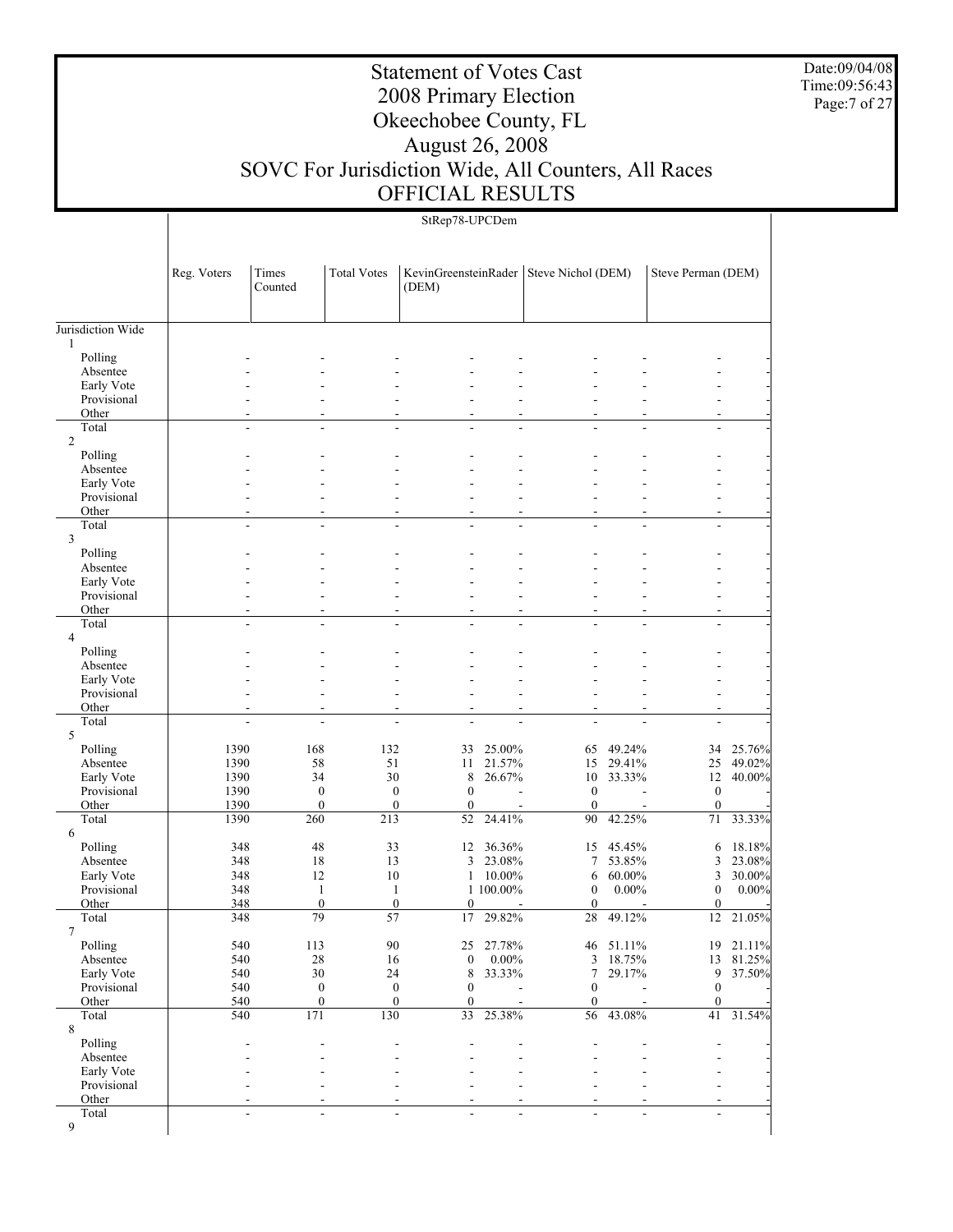# Statement of Votes Cast
# 2008 Primary Election
# Okeechobee County, FL
# August 26, 2008
# SOVC For Jurisdiction Wide, All Counters, All Races
# OFFICIAL RESULTS

Date:09/04/08
Time:09:56:43

StRep78-UPCDem

| | Reg. Voters | Times Counted | Total Votes | KevinGreensteinRader (DEM) | | Steve Nichol (DEM) | | Steve Perman (DEM) | |
|---|---|---|---|---|---|---|---|---|---|
| Jurisdiction Wide | | | | | | | | | |
| 1 | | | | | | | | | |
| Polling | - | - | - | - | - | - | - | - | - |
| Absentee | - | - | - | - | - | - | - | - | - |
| Early Vote | - | - | - | - | - | - | - | - | - |
| Provisional | - | - | - | - | - | - | - | - | - |
| Other | - | - | - | - | - | - | - | - | - |
| Total | - | - | - | - | - | - | - | - | - |
| 2 | | | | | | | | | |
| Polling | - | - | - | - | - | - | - | - | - |
| Absentee | - | - | - | - | - | - | - | - | - |
| Early Vote | - | - | - | - | - | - | - | - | - |
| Provisional | - | - | - | - | - | - | - | - | - |
| Other | - | - | - | - | - | - | - | - | - |
| Total | - | - | - | - | - | - | - | - | - |
| 3 | | | | | | | | | |
| Polling | - | - | - | - | - | - | - | - | - |
| Absentee | - | - | - | - | - | - | - | - | - |
| Early Vote | - | - | - | - | - | - | - | - | - |
| Provisional | - | - | - | - | - | - | - | - | - |
| Other | - | - | - | - | - | - | - | - | - |
| Total | - | - | - | - | - | - | - | - | - |
| 4 | | | | | | | | | |
| Polling | - | - | - | - | - | - | - | - | - |
| Absentee | - | - | - | - | - | - | - | - | - |
| Early Vote | - | - | - | - | - | - | - | - | - |
| Provisional | - | - | - | - | - | - | - | - | - |
| Other | - | - | - | - | - | - | - | - | - |
| Total | - | - | - | - | - | - | - | - | - |
| 5 | | | | | | | | | |
| Polling | 1390 | 168 | 132 | 33 | 25.00% | 65 | 49.24% | 34 | 25.76% |
| Absentee | 1390 | 58 | 51 | 11 | 21.57% | 15 | 29.41% | 25 | 49.02% |
| Early Vote | 1390 | 34 | 30 | 8 | 26.67% | 10 | 33.33% | 12 | 40.00% |
| Provisional | 1390 | 0 | 0 | 0 | - | 0 | - | 0 | - |
| Other | 1390 | 0 | 0 | 0 | - | 0 | - | 0 | - |
| Total | 1390 | 260 | 213 | 52 | 24.41% | 90 | 42.25% | 71 | 33.33% |
| 6 | | | | | | | | | |
| Polling | 348 | 48 | 33 | 12 | 36.36% | 15 | 45.45% | 6 | 18.18% |
| Absentee | 348 | 18 | 13 | 3 | 23.08% | 7 | 53.85% | 3 | 23.08% |
| Early Vote | 348 | 12 | 10 | 1 | 10.00% | 6 | 60.00% | 3 | 30.00% |
| Provisional | 348 | 1 | 1 | 1 | 100.00% | 0 | 0.00% | 0 | 0.00% |
| Other | 348 | 0 | 0 | 0 | - | 0 | - | 0 | - |
| Total | 348 | 79 | 57 | 17 | 29.82% | 28 | 49.12% | 12 | 21.05% |
| 7 | | | | | | | | | |
| Polling | 540 | 113 | 90 | 25 | 27.78% | 46 | 51.11% | 19 | 21.11% |
| Absentee | 540 | 28 | 16 | 0 | 0.00% | 3 | 18.75% | 13 | 81.25% |
| Early Vote | 540 | 30 | 24 | 8 | 33.33% | 7 | 29.17% | 9 | 37.50% |
| Provisional | 540 | 0 | 0 | 0 | - | 0 | - | 0 | - |
| Other | 540 | 0 | 0 | 0 | - | 0 | - | 0 | - |
| Total | 540 | 171 | 130 | 33 | 25.38% | 56 | 43.08% | 41 | 31.54% |
| 8 | | | | | | | | | |
| Polling | - | - | - | - | - | - | - | - | - |
| Absentee | - | - | - | - | - | - | - | - | - |
| Early Vote | - | - | - | - | - | - | - | - | - |
| Provisional | - | - | - | - | - | - | - | - | - |
| Other | - | - | - | - | - | - | - | - | - |
| Total | - | - | - | - | - | - | - | - | - |
| 9 | | | | | | | | | |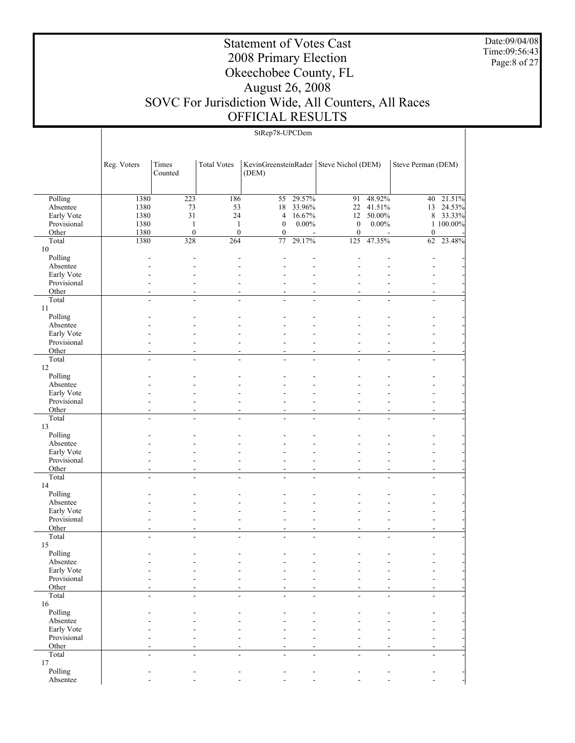# Statement of Votes Cast
# 2008 Primary Election
# Okeechobee County, FL
# August 26, 2008
# SOVC For Jurisdiction Wide, All Counters, All Races
# OFFICIAL RESULTS

Date:09/04/08
Time:09:56:43

## StRep78-UPCDem

| | Reg. Voters | Times Counted | Total Votes | KevinGreensteinRader (DEM) | | Steve Nichol (DEM) | | Steve Perman (DEM) | |
|---|---|---|---|---|---|---|---|---|---|
| Polling | 1380 | 223 | 186 | 55 | 29.57% | 91 | 48.92% | 40 | 21.51% |
| Absentee | 1380 | 73 | 53 | 18 | 33.96% | 22 | 41.51% | 13 | 24.53% |
| Early Vote | 1380 | 31 | 24 | 4 | 16.67% | 12 | 50.00% | 8 | 33.33% |
| Provisional | 1380 | 1 | 1 | 0 | 0.00% | 0 | 0.00% | 1 | 100.00% |
| Other | 1380 | 0 | 0 | 0 | - | 0 | - | 0 | - |
| Total | 1380 | 328 | 264 | 77 | 29.17% | 125 | 47.35% | 62 | 23.48% |
| 10 | | | | | | | | | |
| Polling | - | - | - | - | - | - | - | - | - |
| Absentee | - | - | - | - | - | - | - | - | - |
| Early Vote | - | - | - | - | - | - | - | - | - |
| Provisional | - | - | - | - | - | - | - | - | - |
| Other | - | - | - | - | - | - | - | - | - |
| Total | - | - | - | - | - | - | - | - | - |
| 11 | | | | | | | | | |
| Polling | - | - | - | - | - | - | - | - | - |
| Absentee | - | - | - | - | - | - | - | - | - |
| Early Vote | - | - | - | - | - | - | - | - | - |
| Provisional | - | - | - | - | - | - | - | - | - |
| Other | - | - | - | - | - | - | - | - | - |
| Total | - | - | - | - | - | - | - | - | - |
| 12 | | | | | | | | | |
| Polling | - | - | - | - | - | - | - | - | - |
| Absentee | - | - | - | - | - | - | - | - | - |
| Early Vote | - | - | - | - | - | - | - | - | - |
| Provisional | - | - | - | - | - | - | - | - | - |
| Other | - | - | - | - | - | - | - | - | - |
| Total | - | - | - | - | - | - | - | - | - |
| 13 | | | | | | | | | |
| Polling | - | - | - | - | - | - | - | - | - |
| Absentee | - | - | - | - | - | - | - | - | - |
| Early Vote | - | - | - | - | - | - | - | - | - |
| Provisional | - | - | - | - | - | - | - | - | - |
| Other | - | - | - | - | - | - | - | - | - |
| Total | - | - | - | - | - | - | - | - | - |
| 14 | | | | | | | | | |
| Polling | - | - | - | - | - | - | - | - | - |
| Absentee | - | - | - | - | - | - | - | - | - |
| Early Vote | - | - | - | - | - | - | - | - | - |
| Provisional | - | - | - | - | - | - | - | - | - |
| Other | - | - | - | - | - | - | - | - | - |
| Total | - | - | - | - | - | - | - | - | - |
| 15 | | | | | | | | | |
| Polling | - | - | - | - | - | - | - | - | - |
| Absentee | - | - | - | - | - | - | - | - | - |
| Early Vote | - | - | - | - | - | - | - | - | - |
| Provisional | - | - | - | - | - | - | - | - | - |
| Other | - | - | - | - | - | - | - | - | - |
| Total | - | - | - | - | - | - | - | - | - |
| 16 | | | | | | | | | |
| Polling | - | - | - | - | - | - | - | - | - |
| Absentee | - | - | - | - | - | - | - | - | - |
| Early Vote | - | - | - | - | - | - | - | - | - |
| Provisional | - | - | - | - | - | - | - | - | - |
| Other | - | - | - | - | - | - | - | - | - |
| Total | - | - | - | - | - | - | - | - | - |
| 17 | | | | | | | | | |
| Polling | - | - | - | - | - | - | - | - | - |
| Absentee | - | - | - | - | - | - | - | - | - |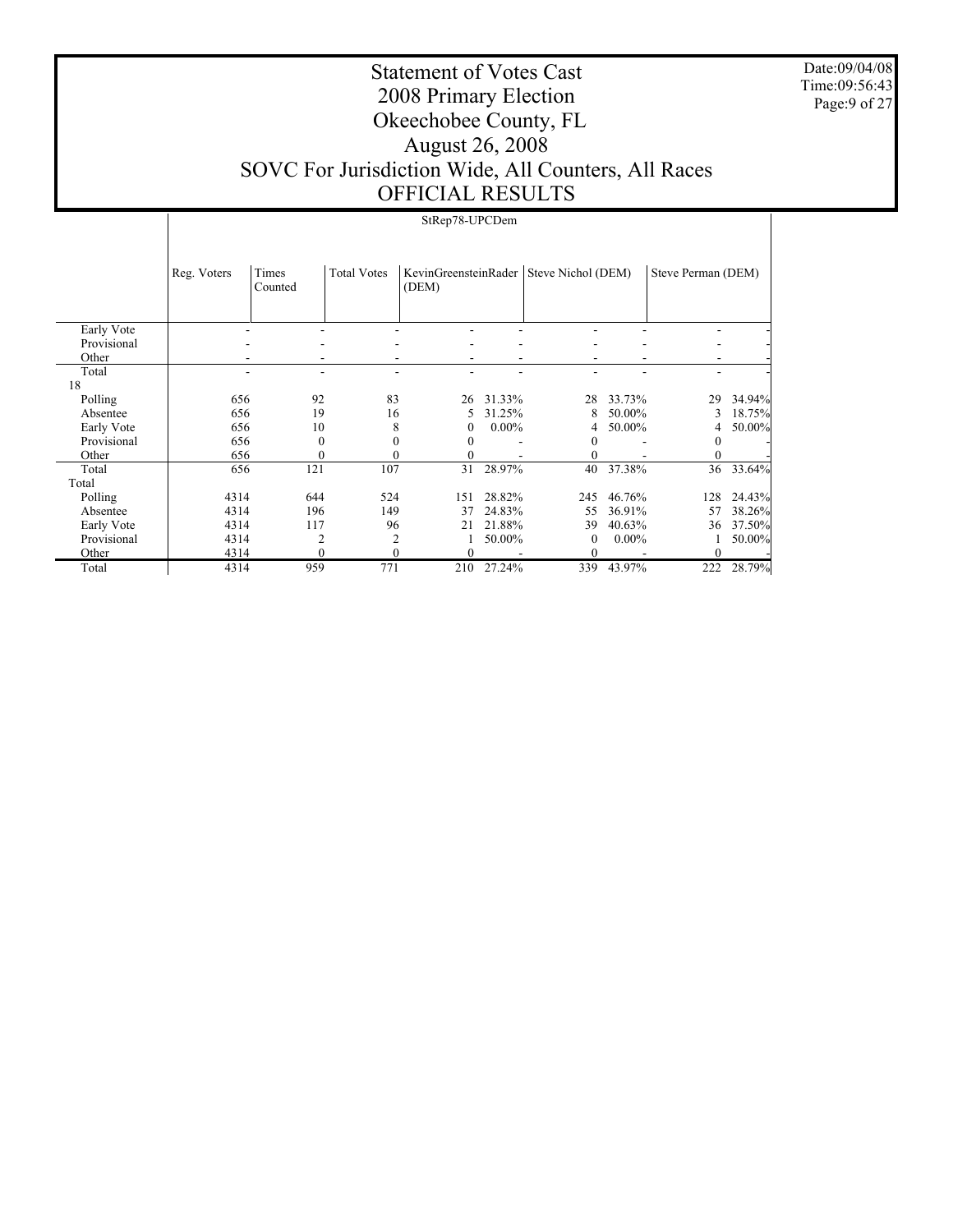# Statement of Votes Cast
# 2008 Primary Election
# Okeechobee County, FL
# August 26, 2008
# SOVC For Jurisdiction Wide, All Counters, All Races
# OFFICIAL RESULTS

Date:09/04/08
Time:09:56:43

StRep78-UPCDem

| | Reg. Voters | Times Counted | Total Votes | KevinGreensteinRader (DEM) | | Steve Nichol (DEM) | | Steve Perman (DEM) | |
|---|---|---|---|---|---|---|---|---|---|
| Early Vote | - | - | - | - | - | - | - | - | - |
| Provisional | - | - | - | - | - | - | - | - | - |
| Other | - | - | - | - | - | - | - | - | - |
| Total | - | - | - | - | - | - | - | - | - |
| 18 | | | | | | | | | |
| Polling | 656 | 92 | 83 | 26 | 31.33% | 28 | 33.73% | 29 | 34.94% |
| Absentee | 656 | 19 | 16 | 5 | 31.25% | 8 | 50.00% | 3 | 18.75% |
| Early Vote | 656 | 10 | 8 | 0 | 0.00% | 4 | 50.00% | 4 | 50.00% |
| Provisional | 656 | 0 | 0 | 0 | - | 0 | - | 0 | - |
| Other | 656 | 0 | 0 | 0 | - | 0 | - | 0 | - |
| Total | 656 | 121 | 107 | 31 | 28.97% | 40 | 37.38% | 36 | 33.64% |
| Total | | | | | | | | | |
| Polling | 4314 | 644 | 524 | 151 | 28.82% | 245 | 46.76% | 128 | 24.43% |
| Absentee | 4314 | 196 | 149 | 37 | 24.83% | 55 | 36.91% | 57 | 38.26% |
| Early Vote | 4314 | 117 | 96 | 21 | 21.88% | 39 | 40.63% | 36 | 37.50% |
| Provisional | 4314 | 2 | 2 | 1 | 50.00% | 0 | 0.00% | 1 | 50.00% |
| Other | 4314 | 0 | 0 | 0 | - | 0 | - | 0 | - |
| Total | 4314 | 959 | 771 | 210 | 27.24% | 339 | 43.97% | 222 | 28.79% |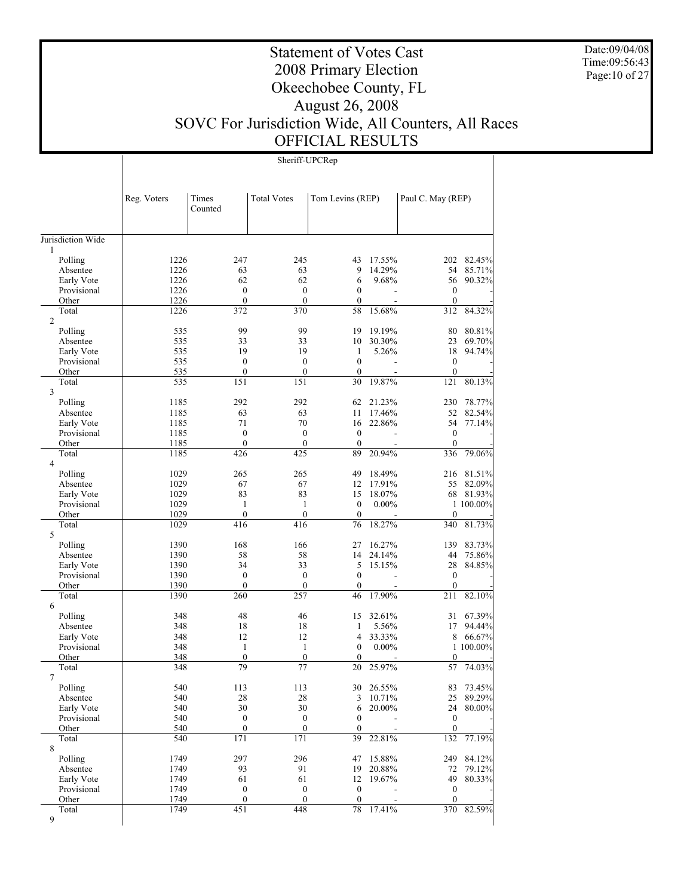# Statement of Votes Cast
# 2008 Primary Election
# Okeechobee County, FL
# August 26, 2008
# SOVC For Jurisdiction Wide, All Counters, All Races
# OFFICIAL RESULTS

Date:09/04/08
Time:09:56:43

## Sheriff-UPCRep

| | Reg. Voters | Times Counted | Total Votes | Tom Levins (REP) | | Paul C. May (REP) | |
|---|---|---|---|---|---|---|---|
| Jurisdiction Wide | | | | | | | |
| 1 | | | | | | | |
| Polling | 1226 | 247 | 245 | 43 | 17.55% | 202 | 82.45% |
| Absentee | 1226 | 63 | 63 | 9 | 14.29% | 54 | 85.71% |
| Early Vote | 1226 | 62 | 62 | 6 | 9.68% | 56 | 90.32% |
| Provisional | 1226 | 0 | 0 | 0 | - | 0 | - |
| Other | 1226 | 0 | 0 | 0 | - | 0 | - |
| Total | 1226 | 372 | 370 | 58 | 15.68% | 312 | 84.32% |
| 2 | | | | | | | |
| Polling | 535 | 99 | 99 | 19 | 19.19% | 80 | 80.81% |
| Absentee | 535 | 33 | 33 | 10 | 30.30% | 23 | 69.70% |
| Early Vote | 535 | 19 | 19 | 1 | 5.26% | 18 | 94.74% |
| Provisional | 535 | 0 | 0 | 0 | - | 0 | - |
| Other | 535 | 0 | 0 | 0 | - | 0 | - |
| Total | 535 | 151 | 151 | 30 | 19.87% | 121 | 80.13% |
| 3 | | | | | | | |
| Polling | 1185 | 292 | 292 | 62 | 21.23% | 230 | 78.77% |
| Absentee | 1185 | 63 | 63 | 11 | 17.46% | 52 | 82.54% |
| Early Vote | 1185 | 71 | 70 | 16 | 22.86% | 54 | 77.14% |
| Provisional | 1185 | 0 | 0 | 0 | - | 0 | - |
| Other | 1185 | 0 | 0 | 0 | - | 0 | - |
| Total | 1185 | 426 | 425 | 89 | 20.94% | 336 | 79.06% |
| 4 | | | | | | | |
| Polling | 1029 | 265 | 265 | 49 | 18.49% | 216 | 81.51% |
| Absentee | 1029 | 67 | 67 | 12 | 17.91% | 55 | 82.09% |
| Early Vote | 1029 | 83 | 83 | 15 | 18.07% | 68 | 81.93% |
| Provisional | 1029 | 1 | 1 | 0 | 0.00% | 1 | 100.00% |
| Other | 1029 | 0 | 0 | 0 | - | 0 | - |
| Total | 1029 | 416 | 416 | 76 | 18.27% | 340 | 81.73% |
| 5 | | | | | | | |
| Polling | 1390 | 168 | 166 | 27 | 16.27% | 139 | 83.73% |
| Absentee | 1390 | 58 | 58 | 14 | 24.14% | 44 | 75.86% |
| Early Vote | 1390 | 34 | 33 | 5 | 15.15% | 28 | 84.85% |
| Provisional | 1390 | 0 | 0 | 0 | - | 0 | - |
| Other | 1390 | 0 | 0 | 0 | - | 0 | - |
| Total | 1390 | 260 | 257 | 46 | 17.90% | 211 | 82.10% |
| 6 | | | | | | | |
| Polling | 348 | 48 | 46 | 15 | 32.61% | 31 | 67.39% |
| Absentee | 348 | 18 | 18 | 1 | 5.56% | 17 | 94.44% |
| Early Vote | 348 | 12 | 12 | 4 | 33.33% | 8 | 66.67% |
| Provisional | 348 | 1 | 1 | 0 | 0.00% | 1 | 100.00% |
| Other | 348 | 0 | 0 | 0 | - | 0 | - |
| Total | 348 | 79 | 77 | 20 | 25.97% | 57 | 74.03% |
| 7 | | | | | | | |
| Polling | 540 | 113 | 113 | 30 | 26.55% | 83 | 73.45% |
| Absentee | 540 | 28 | 28 | 3 | 10.71% | 25 | 89.29% |
| Early Vote | 540 | 30 | 30 | 6 | 20.00% | 24 | 80.00% |
| Provisional | 540 | 0 | 0 | 0 | - | 0 | - |
| Other | 540 | 0 | 0 | 0 | - | 0 | - |
| Total | 540 | 171 | 171 | 39 | 22.81% | 132 | 77.19% |
| 8 | | | | | | | |
| Polling | 1749 | 297 | 296 | 47 | 15.88% | 249 | 84.12% |
| Absentee | 1749 | 93 | 91 | 19 | 20.88% | 72 | 79.12% |
| Early Vote | 1749 | 61 | 61 | 12 | 19.67% | 49 | 80.33% |
| Provisional | 1749 | 0 | 0 | 0 | - | 0 | - |
| Other | 1749 | 0 | 0 | 0 | - | 0 | - |
| Total | 1749 | 451 | 448 | 78 | 17.41% | 370 | 82.59% |
| 9 | | | | | | | |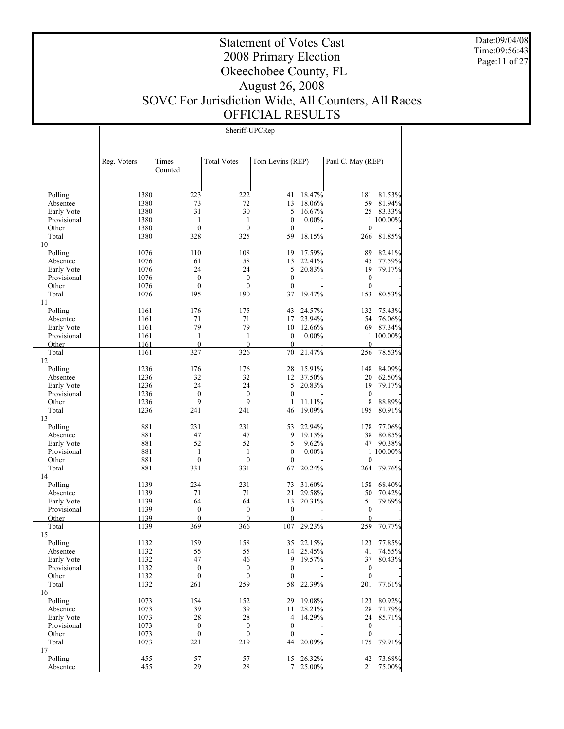# Statement of Votes Cast
## 2008 Primary Election
## Okeechobee County, FL
## August 26, 2008
## SOVC For Jurisdiction Wide, All Counters, All Races
## OFFICIAL RESULTS

Date:09/04/08
Time:09:56:43

Sheriff-UPCRep

| | Reg. Voters | Times Counted | Total Votes | Tom Levins (REP) | | Paul C. May (REP) | |
|---|---|---|---|---|---|---|---|
| Polling | 1380 | 223 | 222 | 41 | 18.47% | 181 | 81.53% |
| Absentee | 1380 | 73 | 72 | 13 | 18.06% | 59 | 81.94% |
| Early Vote | 1380 | 31 | 30 | 5 | 16.67% | 25 | 83.33% |
| Provisional | 1380 | 1 | 1 | 0 | 0.00% | 1 | 100.00% |
| Other | 1380 | 0 | 0 | 0 | - | 0 | - |
| Total | 1380 | 328 | 325 | 59 | 18.15% | 266 | 81.85% |
| 10 | | | | | | | |
| Polling | 1076 | 110 | 108 | 19 | 17.59% | 89 | 82.41% |
| Absentee | 1076 | 61 | 58 | 13 | 22.41% | 45 | 77.59% |
| Early Vote | 1076 | 24 | 24 | 5 | 20.83% | 19 | 79.17% |
| Provisional | 1076 | 0 | 0 | 0 | - | 0 | - |
| Other | 1076 | 0 | 0 | 0 | - | 0 | - |
| Total | 1076 | 195 | 190 | 37 | 19.47% | 153 | 80.53% |
| 11 | | | | | | | |
| Polling | 1161 | 176 | 175 | 43 | 24.57% | 132 | 75.43% |
| Absentee | 1161 | 71 | 71 | 17 | 23.94% | 54 | 76.06% |
| Early Vote | 1161 | 79 | 79 | 10 | 12.66% | 69 | 87.34% |
| Provisional | 1161 | 1 | 1 | 0 | 0.00% | 1 | 100.00% |
| Other | 1161 | 0 | 0 | 0 | - | 0 | - |
| Total | 1161 | 327 | 326 | 70 | 21.47% | 256 | 78.53% |
| 12 | | | | | | | |
| Polling | 1236 | 176 | 176 | 28 | 15.91% | 148 | 84.09% |
| Absentee | 1236 | 32 | 32 | 12 | 37.50% | 20 | 62.50% |
| Early Vote | 1236 | 24 | 24 | 5 | 20.83% | 19 | 79.17% |
| Provisional | 1236 | 0 | 0 | 0 | - | 0 | - |
| Other | 1236 | 9 | 9 | 1 | 11.11% | 8 | 88.89% |
| Total | 1236 | 241 | 241 | 46 | 19.09% | 195 | 80.91% |
| 13 | | | | | | | |
| Polling | 881 | 231 | 231 | 53 | 22.94% | 178 | 77.06% |
| Absentee | 881 | 47 | 47 | 9 | 19.15% | 38 | 80.85% |
| Early Vote | 881 | 52 | 52 | 5 | 9.62% | 47 | 90.38% |
| Provisional | 881 | 1 | 1 | 0 | 0.00% | 1 | 100.00% |
| Other | 881 | 0 | 0 | 0 | - | 0 | - |
| Total | 881 | 331 | 331 | 67 | 20.24% | 264 | 79.76% |
| 14 | | | | | | | |
| Polling | 1139 | 234 | 231 | 73 | 31.60% | 158 | 68.40% |
| Absentee | 1139 | 71 | 71 | 21 | 29.58% | 50 | 70.42% |
| Early Vote | 1139 | 64 | 64 | 13 | 20.31% | 51 | 79.69% |
| Provisional | 1139 | 0 | 0 | 0 | - | 0 | - |
| Other | 1139 | 0 | 0 | 0 | - | 0 | - |
| Total | 1139 | 369 | 366 | 107 | 29.23% | 259 | 70.77% |
| 15 | | | | | | | |
| Polling | 1132 | 159 | 158 | 35 | 22.15% | 123 | 77.85% |
| Absentee | 1132 | 55 | 55 | 14 | 25.45% | 41 | 74.55% |
| Early Vote | 1132 | 47 | 46 | 9 | 19.57% | 37 | 80.43% |
| Provisional | 1132 | 0 | 0 | 0 | - | 0 | - |
| Other | 1132 | 0 | 0 | 0 | - | 0 | - |
| Total | 1132 | 261 | 259 | 58 | 22.39% | 201 | 77.61% |
| 16 | | | | | | | |
| Polling | 1073 | 154 | 152 | 29 | 19.08% | 123 | 80.92% |
| Absentee | 1073 | 39 | 39 | 11 | 28.21% | 28 | 71.79% |
| Early Vote | 1073 | 28 | 28 | 4 | 14.29% | 24 | 85.71% |
| Provisional | 1073 | 0 | 0 | 0 | - | 0 | - |
| Other | 1073 | 0 | 0 | 0 | - | 0 | - |
| Total | 1073 | 221 | 219 | 44 | 20.09% | 175 | 79.91% |
| 17 | | | | | | | |
| Polling | 455 | 57 | 57 | 15 | 26.32% | 42 | 73.68% |
| Absentee | 455 | 29 | 28 | 7 | 25.00% | 21 | 75.00% |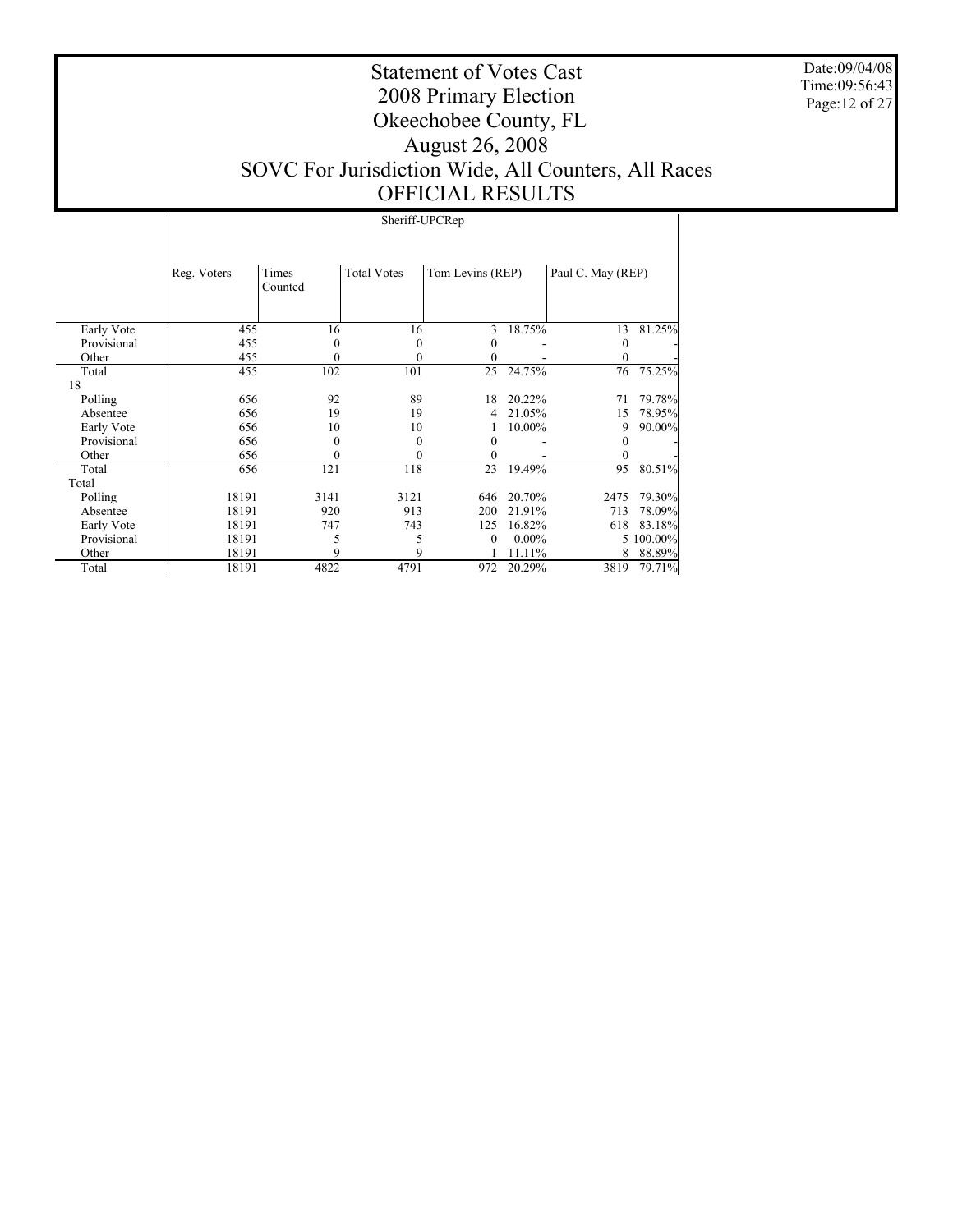# Statement of Votes Cast
# 2008 Primary Election
# Okeechobee County, FL
# August 26, 2008
# SOVC For Jurisdiction Wide, All Counters, All Races
# OFFICIAL RESULTS

Date:09/04/08
Time:09:56:43

Sheriff-UPCRep

| | Reg. Voters | Times Counted | Total Votes | Tom Levins (REP) | | Paul C. May (REP) | |
|---|---|---|---|---|---|---|---|
| Early Vote | 455 | 16 | 16 | 3 | 18.75% | 13 | 81.25% |
| Provisional | 455 | 0 | 0 | 0 | - | 0 | - |
| Other | 455 | 0 | 0 | 0 | - | 0 | - |
| Total | 455 | 102 | 101 | 25 | 24.75% | 76 | 75.25% |
| 18 | | | | | | | |
| Polling | 656 | 92 | 89 | 18 | 20.22% | 71 | 79.78% |
| Absentee | 656 | 19 | 19 | 4 | 21.05% | 15 | 78.95% |
| Early Vote | 656 | 10 | 10 | 1 | 10.00% | 9 | 90.00% |
| Provisional | 656 | 0 | 0 | 0 | - | 0 | - |
| Other | 656 | 0 | 0 | 0 | - | 0 | - |
| Total | 656 | 121 | 118 | 23 | 19.49% | 95 | 80.51% |
| Total | | | | | | | |
| Polling | 18191 | 3141 | 3121 | 646 | 20.70% | 2475 | 79.30% |
| Absentee | 18191 | 920 | 913 | 200 | 21.91% | 713 | 78.09% |
| Early Vote | 18191 | 747 | 743 | 125 | 16.82% | 618 | 83.18% |
| Provisional | 18191 | 5 | 5 | 0 | 0.00% | 5 | 100.00% |
| Other | 18191 | 9 | 9 | 1 | 11.11% | 8 | 88.89% |
| Total | 18191 | 4822 | 4791 | 972 | 20.29% | 3819 | 79.71% |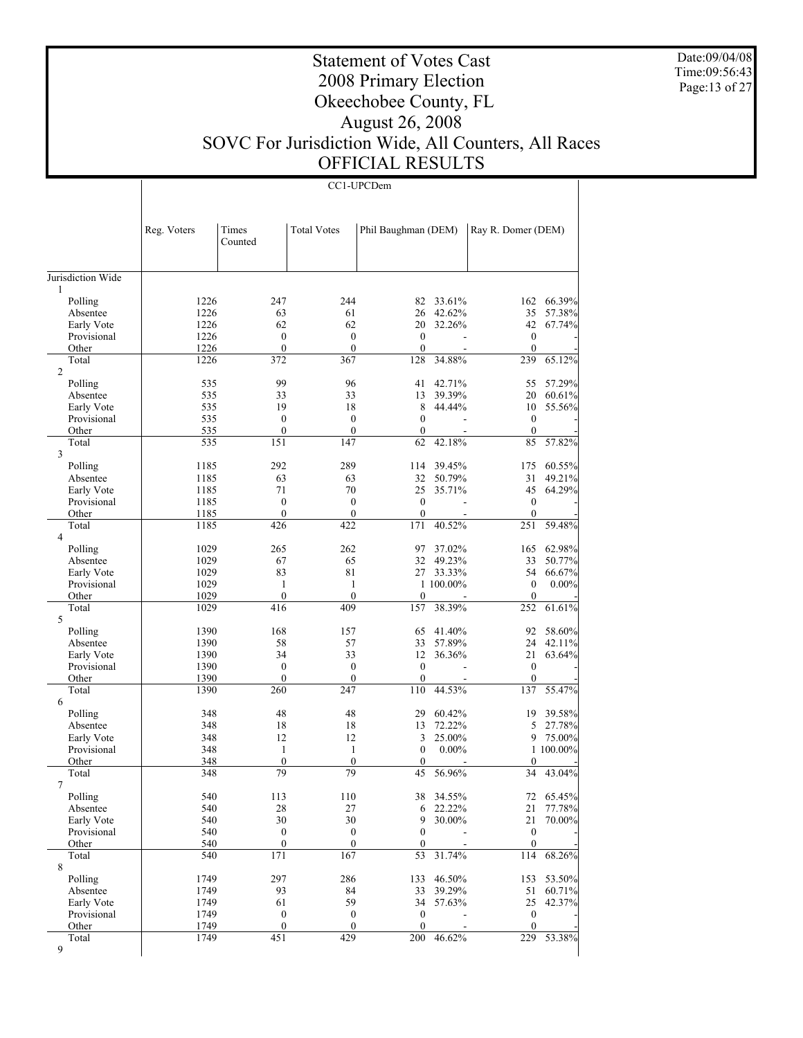# Statement of Votes Cast
# 2008 Primary Election
# Okeechobee County, FL
# August 26, 2008
# SOVC For Jurisdiction Wide, All Counters, All Races
# OFFICIAL RESULTS

Date:09/04/08
Time:09:56:43

CC1-UPCDem

| | Reg. Voters | Times Counted | Total Votes | Phil Baughman (DEM) | | Ray R. Domer (DEM) | |
|---|---|---|---|---|---|---|---|
| Jurisdiction Wide | | | | | | | |
| 1 | | | | | | | |
| Polling | 1226 | 247 | 244 | 82 | 33.61% | 162 | 66.39% |
| Absentee | 1226 | 63 | 61 | 26 | 42.62% | 35 | 57.38% |
| Early Vote | 1226 | 62 | 62 | 20 | 32.26% | 42 | 67.74% |
| Provisional | 1226 | 0 | 0 | 0 | - | 0 | - |
| Other | 1226 | 0 | 0 | 0 | - | 0 | - |
| Total | 1226 | 372 | 367 | 128 | 34.88% | 239 | 65.12% |
| 2 | | | | | | | |
| Polling | 535 | 99 | 96 | 41 | 42.71% | 55 | 57.29% |
| Absentee | 535 | 33 | 33 | 13 | 39.39% | 20 | 60.61% |
| Early Vote | 535 | 19 | 18 | 8 | 44.44% | 10 | 55.56% |
| Provisional | 535 | 0 | 0 | 0 | - | 0 | - |
| Other | 535 | 0 | 0 | 0 | - | 0 | - |
| Total | 535 | 151 | 147 | 62 | 42.18% | 85 | 57.82% |
| 3 | | | | | | | |
| Polling | 1185 | 292 | 289 | 114 | 39.45% | 175 | 60.55% |
| Absentee | 1185 | 63 | 63 | 32 | 50.79% | 31 | 49.21% |
| Early Vote | 1185 | 71 | 70 | 25 | 35.71% | 45 | 64.29% |
| Provisional | 1185 | 0 | 0 | 0 | - | 0 | - |
| Other | 1185 | 0 | 0 | 0 | - | 0 | - |
| Total | 1185 | 426 | 422 | 171 | 40.52% | 251 | 59.48% |
| 4 | | | | | | | |
| Polling | 1029 | 265 | 262 | 97 | 37.02% | 165 | 62.98% |
| Absentee | 1029 | 67 | 65 | 32 | 49.23% | 33 | 50.77% |
| Early Vote | 1029 | 83 | 81 | 27 | 33.33% | 54 | 66.67% |
| Provisional | 1029 | 1 | 1 | 1 | 100.00% | 0 | 0.00% |
| Other | 1029 | 0 | 0 | 0 | - | 0 | - |
| Total | 1029 | 416 | 409 | 157 | 38.39% | 252 | 61.61% |
| 5 | | | | | | | |
| Polling | 1390 | 168 | 157 | 65 | 41.40% | 92 | 58.60% |
| Absentee | 1390 | 58 | 57 | 33 | 57.89% | 24 | 42.11% |
| Early Vote | 1390 | 34 | 33 | 12 | 36.36% | 21 | 63.64% |
| Provisional | 1390 | 0 | 0 | 0 | - | 0 | - |
| Other | 1390 | 0 | 0 | 0 | - | 0 | - |
| Total | 1390 | 260 | 247 | 110 | 44.53% | 137 | 55.47% |
| 6 | | | | | | | |
| Polling | 348 | 48 | 48 | 29 | 60.42% | 19 | 39.58% |
| Absentee | 348 | 18 | 18 | 13 | 72.22% | 5 | 27.78% |
| Early Vote | 348 | 12 | 12 | 3 | 25.00% | 9 | 75.00% |
| Provisional | 348 | 1 | 1 | 0 | 0.00% | 1 | 100.00% |
| Other | 348 | 0 | 0 | 0 | - | 0 | - |
| Total | 348 | 79 | 79 | 45 | 56.96% | 34 | 43.04% |
| 7 | | | | | | | |
| Polling | 540 | 113 | 110 | 38 | 34.55% | 72 | 65.45% |
| Absentee | 540 | 28 | 27 | 6 | 22.22% | 21 | 77.78% |
| Early Vote | 540 | 30 | 30 | 9 | 30.00% | 21 | 70.00% |
| Provisional | 540 | 0 | 0 | 0 | - | 0 | - |
| Other | 540 | 0 | 0 | 0 | - | 0 | - |
| Total | 540 | 171 | 167 | 53 | 31.74% | 114 | 68.26% |
| 8 | | | | | | | |
| Polling | 1749 | 297 | 286 | 133 | 46.50% | 153 | 53.50% |
| Absentee | 1749 | 93 | 84 | 33 | 39.29% | 51 | 60.71% |
| Early Vote | 1749 | 61 | 59 | 34 | 57.63% | 25 | 42.37% |
| Provisional | 1749 | 0 | 0 | 0 | - | 0 | - |
| Other | 1749 | 0 | 0 | 0 | - | 0 | - |
| Total | 1749 | 451 | 429 | 200 | 46.62% | 229 | 53.38% |
| 9 | | | | | | | |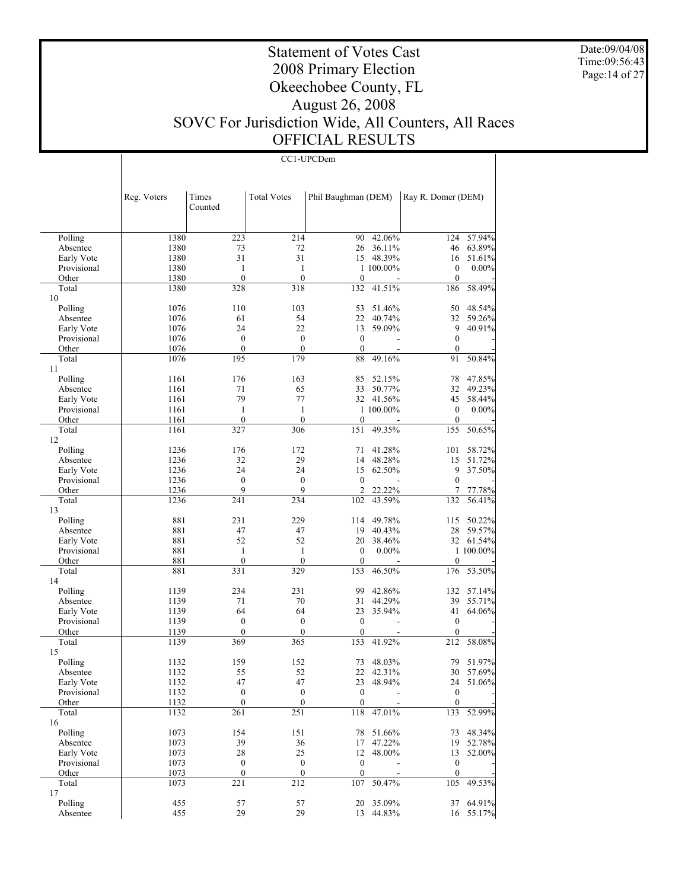# Statement of Votes Cast
# 2008 Primary Election
# Okeechobee County, FL
# August 26, 2008
# SOVC For Jurisdiction Wide, All Counters, All Races
# OFFICIAL RESULTS

Date:09/04/08
Time:09:56:43

CC1-UPCDem

| | Reg. Voters | Times Counted | Total Votes | Phil Baughman (DEM) | | Ray R. Domer (DEM) | |
|---|---|---|---|---|---|---|---|
| Polling | 1380 | 223 | 214 | 90 | 42.06% | 124 | 57.94% |
| Absentee | 1380 | 73 | 72 | 26 | 36.11% | 46 | 63.89% |
| Early Vote | 1380 | 31 | 31 | 15 | 48.39% | 16 | 51.61% |
| Provisional | 1380 | 1 | 1 | 1 | 100.00% | 0 | 0.00% |
| Other | 1380 | 0 | 0 | 0 | - | 0 | - |
| Total | 1380 | 328 | 318 | 132 | 41.51% | 186 | 58.49% |
| 10 | | | | | | | |
| Polling | 1076 | 110 | 103 | 53 | 51.46% | 50 | 48.54% |
| Absentee | 1076 | 61 | 54 | 22 | 40.74% | 32 | 59.26% |
| Early Vote | 1076 | 24 | 22 | 13 | 59.09% | 9 | 40.91% |
| Provisional | 1076 | 0 | 0 | 0 | - | 0 | - |
| Other | 1076 | 0 | 0 | 0 | - | 0 | - |
| Total | 1076 | 195 | 179 | 88 | 49.16% | 91 | 50.84% |
| 11 | | | | | | | |
| Polling | 1161 | 176 | 163 | 85 | 52.15% | 78 | 47.85% |
| Absentee | 1161 | 71 | 65 | 33 | 50.77% | 32 | 49.23% |
| Early Vote | 1161 | 79 | 77 | 32 | 41.56% | 45 | 58.44% |
| Provisional | 1161 | 1 | 1 | 1 | 100.00% | 0 | 0.00% |
| Other | 1161 | 0 | 0 | 0 | - | 0 | - |
| Total | 1161 | 327 | 306 | 151 | 49.35% | 155 | 50.65% |
| 12 | | | | | | | |
| Polling | 1236 | 176 | 172 | 71 | 41.28% | 101 | 58.72% |
| Absentee | 1236 | 32 | 29 | 14 | 48.28% | 15 | 51.72% |
| Early Vote | 1236 | 24 | 24 | 15 | 62.50% | 9 | 37.50% |
| Provisional | 1236 | 0 | 0 | 0 | - | 0 | - |
| Other | 1236 | 9 | 9 | 2 | 22.22% | 7 | 77.78% |
| Total | 1236 | 241 | 234 | 102 | 43.59% | 132 | 56.41% |
| 13 | | | | | | | |
| Polling | 881 | 231 | 229 | 114 | 49.78% | 115 | 50.22% |
| Absentee | 881 | 47 | 47 | 19 | 40.43% | 28 | 59.57% |
| Early Vote | 881 | 52 | 52 | 20 | 38.46% | 32 | 61.54% |
| Provisional | 881 | 1 | 1 | 0 | 0.00% | 1 | 100.00% |
| Other | 881 | 0 | 0 | 0 | - | 0 | - |
| Total | 881 | 331 | 329 | 153 | 46.50% | 176 | 53.50% |
| 14 | | | | | | | |
| Polling | 1139 | 234 | 231 | 99 | 42.86% | 132 | 57.14% |
| Absentee | 1139 | 71 | 70 | 31 | 44.29% | 39 | 55.71% |
| Early Vote | 1139 | 64 | 64 | 23 | 35.94% | 41 | 64.06% |
| Provisional | 1139 | 0 | 0 | 0 | - | 0 | - |
| Other | 1139 | 0 | 0 | 0 | - | 0 | - |
| Total | 1139 | 369 | 365 | 153 | 41.92% | 212 | 58.08% |
| 15 | | | | | | | |
| Polling | 1132 | 159 | 152 | 73 | 48.03% | 79 | 51.97% |
| Absentee | 1132 | 55 | 52 | 22 | 42.31% | 30 | 57.69% |
| Early Vote | 1132 | 47 | 47 | 23 | 48.94% | 24 | 51.06% |
| Provisional | 1132 | 0 | 0 | 0 | - | 0 | - |
| Other | 1132 | 0 | 0 | 0 | - | 0 | - |
| Total | 1132 | 261 | 251 | 118 | 47.01% | 133 | 52.99% |
| 16 | | | | | | | |
| Polling | 1073 | 154 | 151 | 78 | 51.66% | 73 | 48.34% |
| Absentee | 1073 | 39 | 36 | 17 | 47.22% | 19 | 52.78% |
| Early Vote | 1073 | 28 | 25 | 12 | 48.00% | 13 | 52.00% |
| Provisional | 1073 | 0 | 0 | 0 | - | 0 | - |
| Other | 1073 | 0 | 0 | 0 | - | 0 | - |
| Total | 1073 | 221 | 212 | 107 | 50.47% | 105 | 49.53% |
| 17 | | | | | | | |
| Polling | 455 | 57 | 57 | 20 | 35.09% | 37 | 64.91% |
| Absentee | 455 | 29 | 29 | 13 | 44.83% | 16 | 55.17% |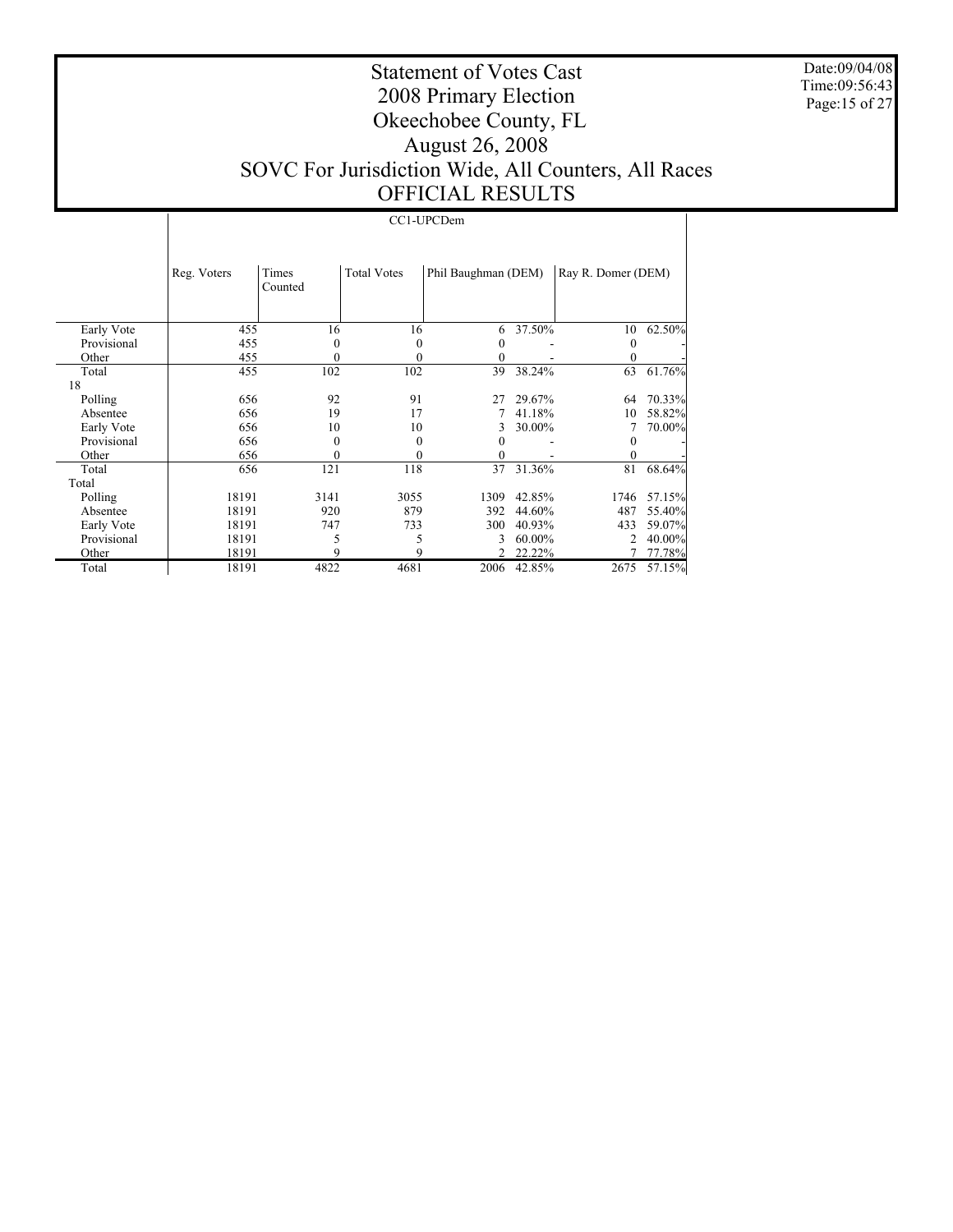# Statement of Votes Cast
# 2008 Primary Election
# Okeechobee County, FL
# August 26, 2008
# SOVC For Jurisdiction Wide, All Counters, All Races
# OFFICIAL RESULTS

Date:09/04/08
Time:09:56:43

CC1-UPCDem

| | Reg. Voters | Times Counted | Total Votes | Phil Baughman (DEM) | | Ray R. Domer (DEM) | |
|---|---|---|---|---|---|---|---|
| Early Vote | 455 | 16 | 16 | 6 | 37.50% | 10 | 62.50% |
| Provisional | 455 | 0 | 0 | 0 | - | 0 | - |
| Other | 455 | 0 | 0 | 0 | - | 0 | - |
| Total | 455 | 102 | 102 | 39 | 38.24% | 63 | 61.76% |
| 18 | | | | | | | |
| Polling | 656 | 92 | 91 | 27 | 29.67% | 64 | 70.33% |
| Absentee | 656 | 19 | 17 | 7 | 41.18% | 10 | 58.82% |
| Early Vote | 656 | 10 | 10 | 3 | 30.00% | 7 | 70.00% |
| Provisional | 656 | 0 | 0 | 0 | - | 0 | - |
| Other | 656 | 0 | 0 | 0 | - | 0 | - |
| Total | 656 | 121 | 118 | 37 | 31.36% | 81 | 68.64% |
| Total | | | | | | | |
| Polling | 18191 | 3141 | 3055 | 1309 | 42.85% | 1746 | 57.15% |
| Absentee | 18191 | 920 | 879 | 392 | 44.60% | 487 | 55.40% |
| Early Vote | 18191 | 747 | 733 | 300 | 40.93% | 433 | 59.07% |
| Provisional | 18191 | 5 | 5 | 3 | 60.00% | 2 | 40.00% |
| Other | 18191 | 9 | 9 | 2 | 22.22% | 7 | 77.78% |
| Total | 18191 | 4822 | 4681 | 2006 | 42.85% | 2675 | 57.15% |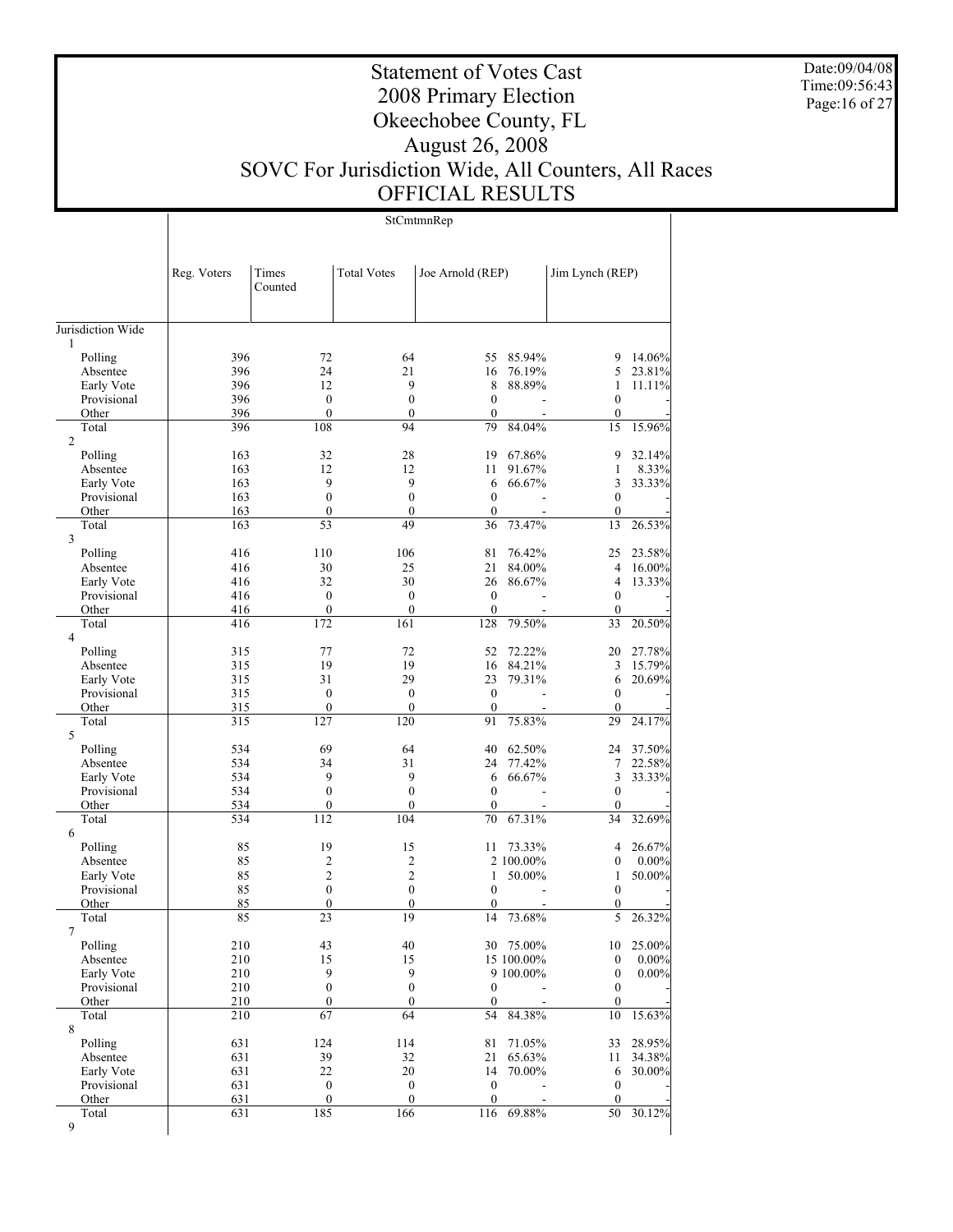# Statement of Votes Cast
# 2008 Primary Election
# Okeechobee County, FL
# August 26, 2008
# SOVC For Jurisdiction Wide, All Counters, All Races
# OFFICIAL RESULTS

Date:09/04/08
Time:09:56:43

**StCmtmnRep**

| | Reg. Voters | Times Counted | Total Votes | Joe Arnold (REP) | | Jim Lynch (REP) | |
|---|---|---|---|---|---|---|---|
| Jurisdiction Wide | | | | | | | |
| 1 | | | | | | | |
| Polling | 396 | 72 | 64 | 55 | 85.94% | 9 | 14.06% |
| Absentee | 396 | 24 | 21 | 16 | 76.19% | 5 | 23.81% |
| Early Vote | 396 | 12 | 9 | 8 | 88.89% | 1 | 11.11% |
| Provisional | 396 | 0 | 0 | 0 | - | 0 | - |
| Other | 396 | 0 | 0 | 0 | - | 0 | - |
| Total | 396 | 108 | 94 | 79 | 84.04% | 15 | 15.96% |
| 2 | | | | | | | |
| Polling | 163 | 32 | 28 | 19 | 67.86% | 9 | 32.14% |
| Absentee | 163 | 12 | 12 | 11 | 91.67% | 1 | 8.33% |
| Early Vote | 163 | 9 | 9 | 6 | 66.67% | 3 | 33.33% |
| Provisional | 163 | 0 | 0 | 0 | - | 0 | - |
| Other | 163 | 0 | 0 | 0 | - | 0 | - |
| Total | 163 | 53 | 49 | 36 | 73.47% | 13 | 26.53% |
| 3 | | | | | | | |
| Polling | 416 | 110 | 106 | 81 | 76.42% | 25 | 23.58% |
| Absentee | 416 | 30 | 25 | 21 | 84.00% | 4 | 16.00% |
| Early Vote | 416 | 32 | 30 | 26 | 86.67% | 4 | 13.33% |
| Provisional | 416 | 0 | 0 | 0 | - | 0 | - |
| Other | 416 | 0 | 0 | 0 | - | 0 | - |
| Total | 416 | 172 | 161 | 128 | 79.50% | 33 | 20.50% |
| 4 | | | | | | | |
| Polling | 315 | 77 | 72 | 52 | 72.22% | 20 | 27.78% |
| Absentee | 315 | 19 | 19 | 16 | 84.21% | 3 | 15.79% |
| Early Vote | 315 | 31 | 29 | 23 | 79.31% | 6 | 20.69% |
| Provisional | 315 | 0 | 0 | 0 | - | 0 | - |
| Other | 315 | 0 | 0 | 0 | - | 0 | - |
| Total | 315 | 127 | 120 | 91 | 75.83% | 29 | 24.17% |
| 5 | | | | | | | |
| Polling | 534 | 69 | 64 | 40 | 62.50% | 24 | 37.50% |
| Absentee | 534 | 34 | 31 | 24 | 77.42% | 7 | 22.58% |
| Early Vote | 534 | 9 | 9 | 6 | 66.67% | 3 | 33.33% |
| Provisional | 534 | 0 | 0 | 0 | - | 0 | - |
| Other | 534 | 0 | 0 | 0 | - | 0 | - |
| Total | 534 | 112 | 104 | 70 | 67.31% | 34 | 32.69% |
| 6 | | | | | | | |
| Polling | 85 | 19 | 15 | 11 | 73.33% | 4 | 26.67% |
| Absentee | 85 | 2 | 2 | 2 | 100.00% | 0 | 0.00% |
| Early Vote | 85 | 2 | 2 | 1 | 50.00% | 1 | 50.00% |
| Provisional | 85 | 0 | 0 | 0 | - | 0 | - |
| Other | 85 | 0 | 0 | 0 | - | 0 | - |
| Total | 85 | 23 | 19 | 14 | 73.68% | 5 | 26.32% |
| 7 | | | | | | | |
| Polling | 210 | 43 | 40 | 30 | 75.00% | 10 | 25.00% |
| Absentee | 210 | 15 | 15 | 15 | 100.00% | 0 | 0.00% |
| Early Vote | 210 | 9 | 9 | 9 | 100.00% | 0 | 0.00% |
| Provisional | 210 | 0 | 0 | 0 | - | 0 | - |
| Other | 210 | 0 | 0 | 0 | - | 0 | - |
| Total | 210 | 67 | 64 | 54 | 84.38% | 10 | 15.63% |
| 8 | | | | | | | |
| Polling | 631 | 124 | 114 | 81 | 71.05% | 33 | 28.95% |
| Absentee | 631 | 39 | 32 | 21 | 65.63% | 11 | 34.38% |
| Early Vote | 631 | 22 | 20 | 14 | 70.00% | 6 | 30.00% |
| Provisional | 631 | 0 | 0 | 0 | - | 0 | - |
| Other | 631 | 0 | 0 | 0 | - | 0 | - |
| Total | 631 | 185 | 166 | 116 | 69.88% | 50 | 30.12% |
| 9 | | | | | | | |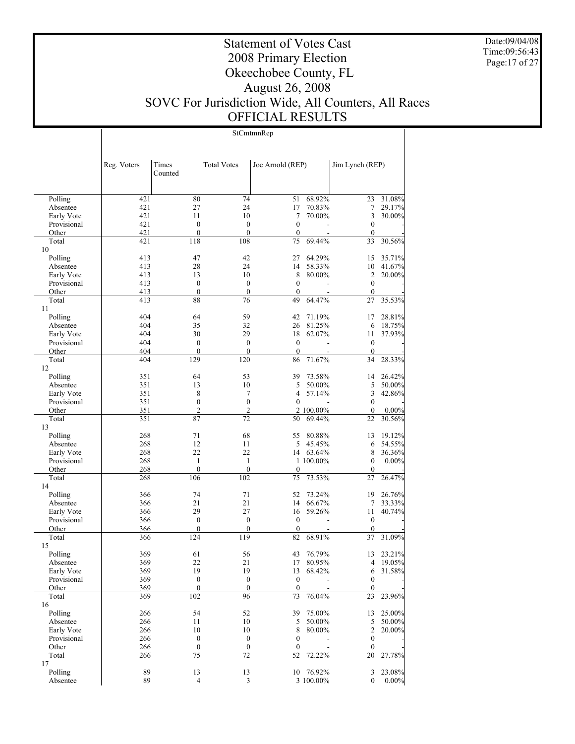# Statement of Votes Cast
# 2008 Primary Election
# Okeechobee County, FL
# August 26, 2008
# SOVC For Jurisdiction Wide, All Counters, All Races
# OFFICIAL RESULTS

Date:09/04/08
Time:09:56:43

StCmtmnRep

| | Reg. Voters | Times Counted | Total Votes | Joe Arnold (REP) | | Jim Lynch (REP) | |
|---|---|---|---|---|---|---|---|
| Polling | 421 | 80 | 74 | 51 | 68.92% | 23 | 31.08% |
| Absentee | 421 | 27 | 24 | 17 | 70.83% | 7 | 29.17% |
| Early Vote | 421 | 11 | 10 | 7 | 70.00% | 3 | 30.00% |
| Provisional | 421 | 0 | 0 | 0 | - | 0 | - |
| Other | 421 | 0 | 0 | 0 | - | 0 | - |
| Total | 421 | 118 | 108 | 75 | 69.44% | 33 | 30.56% |
| 10 | | | | | | | |
| Polling | 413 | 47 | 42 | 27 | 64.29% | 15 | 35.71% |
| Absentee | 413 | 28 | 24 | 14 | 58.33% | 10 | 41.67% |
| Early Vote | 413 | 13 | 10 | 8 | 80.00% | 2 | 20.00% |
| Provisional | 413 | 0 | 0 | 0 | - | 0 | - |
| Other | 413 | 0 | 0 | 0 | - | 0 | - |
| Total | 413 | 88 | 76 | 49 | 64.47% | 27 | 35.53% |
| 11 | | | | | | | |
| Polling | 404 | 64 | 59 | 42 | 71.19% | 17 | 28.81% |
| Absentee | 404 | 35 | 32 | 26 | 81.25% | 6 | 18.75% |
| Early Vote | 404 | 30 | 29 | 18 | 62.07% | 11 | 37.93% |
| Provisional | 404 | 0 | 0 | 0 | - | 0 | - |
| Other | 404 | 0 | 0 | 0 | - | 0 | - |
| Total | 404 | 129 | 120 | 86 | 71.67% | 34 | 28.33% |
| 12 | | | | | | | |
| Polling | 351 | 64 | 53 | 39 | 73.58% | 14 | 26.42% |
| Absentee | 351 | 13 | 10 | 5 | 50.00% | 5 | 50.00% |
| Early Vote | 351 | 8 | 7 | 4 | 57.14% | 3 | 42.86% |
| Provisional | 351 | 0 | 0 | 0 | - | 0 | - |
| Other | 351 | 2 | 2 | 2 | 100.00% | 0 | 0.00% |
| Total | 351 | 87 | 72 | 50 | 69.44% | 22 | 30.56% |
| 13 | | | | | | | |
| Polling | 268 | 71 | 68 | 55 | 80.88% | 13 | 19.12% |
| Absentee | 268 | 12 | 11 | 5 | 45.45% | 6 | 54.55% |
| Early Vote | 268 | 22 | 22 | 14 | 63.64% | 8 | 36.36% |
| Provisional | 268 | 1 | 1 | 1 | 100.00% | 0 | 0.00% |
| Other | 268 | 0 | 0 | 0 | - | 0 | - |
| Total | 268 | 106 | 102 | 75 | 73.53% | 27 | 26.47% |
| 14 | | | | | | | |
| Polling | 366 | 74 | 71 | 52 | 73.24% | 19 | 26.76% |
| Absentee | 366 | 21 | 21 | 14 | 66.67% | 7 | 33.33% |
| Early Vote | 366 | 29 | 27 | 16 | 59.26% | 11 | 40.74% |
| Provisional | 366 | 0 | 0 | 0 | - | 0 | - |
| Other | 366 | 0 | 0 | 0 | - | 0 | - |
| Total | 366 | 124 | 119 | 82 | 68.91% | 37 | 31.09% |
| 15 | | | | | | | |
| Polling | 369 | 61 | 56 | 43 | 76.79% | 13 | 23.21% |
| Absentee | 369 | 22 | 21 | 17 | 80.95% | 4 | 19.05% |
| Early Vote | 369 | 19 | 19 | 13 | 68.42% | 6 | 31.58% |
| Provisional | 369 | 0 | 0 | 0 | - | 0 | - |
| Other | 369 | 0 | 0 | 0 | - | 0 | - |
| Total | 369 | 102 | 96 | 73 | 76.04% | 23 | 23.96% |
| 16 | | | | | | | |
| Polling | 266 | 54 | 52 | 39 | 75.00% | 13 | 25.00% |
| Absentee | 266 | 11 | 10 | 5 | 50.00% | 5 | 50.00% |
| Early Vote | 266 | 10 | 10 | 8 | 80.00% | 2 | 20.00% |
| Provisional | 266 | 0 | 0 | 0 | - | 0 | - |
| Other | 266 | 0 | 0 | 0 | - | 0 | - |
| Total | 266 | 75 | 72 | 52 | 72.22% | 20 | 27.78% |
| 17 | | | | | | | |
| Polling | 89 | 13 | 13 | 10 | 76.92% | 3 | 23.08% |
| Absentee | 89 | 4 | 3 | 3 | 100.00% | 0 | 0.00% |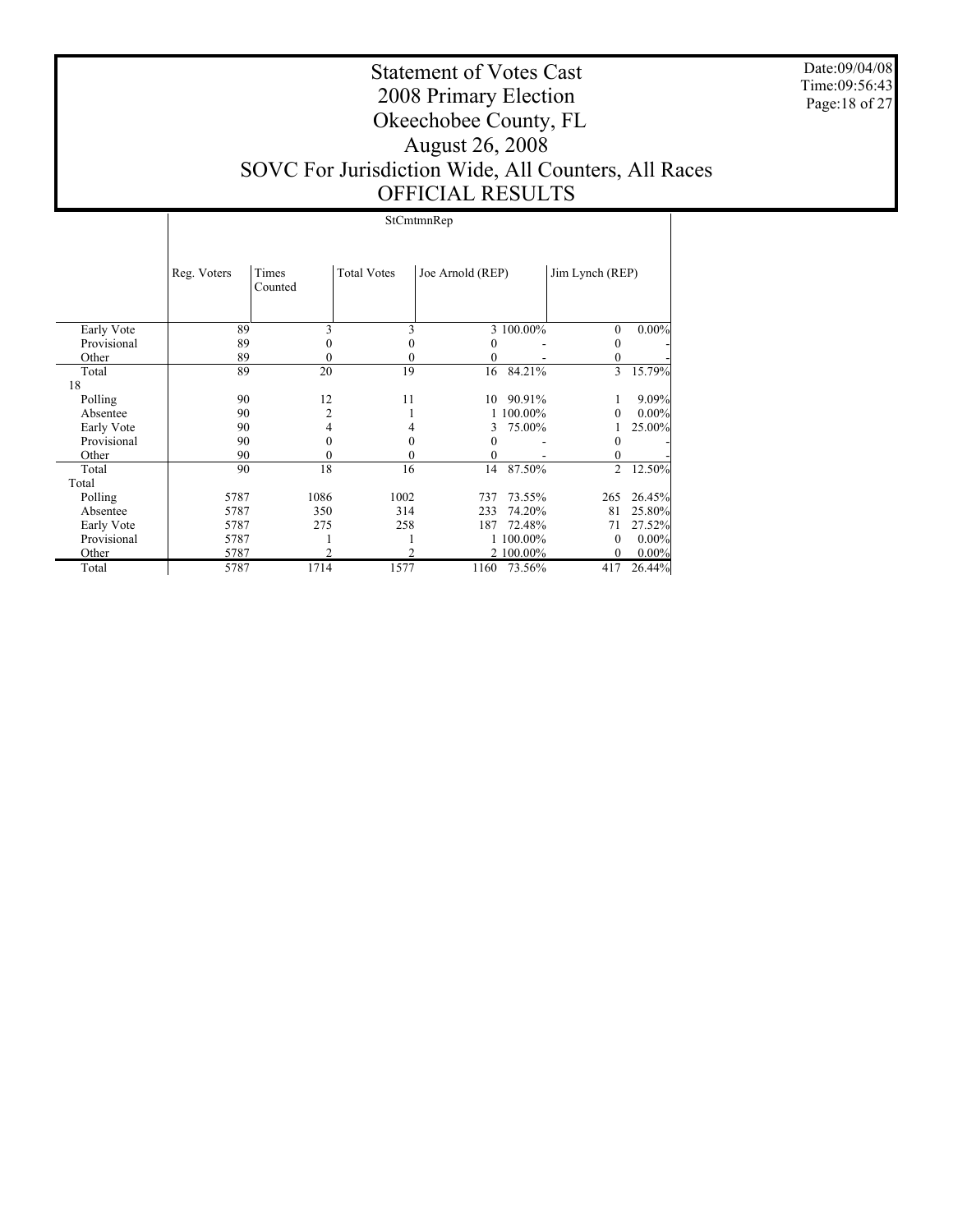# Statement of Votes Cast
# 2008 Primary Election
# Okeechobee County, FL
# August 26, 2008
# SOVC For Jurisdiction Wide, All Counters, All Races
# OFFICIAL RESULTS

Date:09/04/08
Time:09:56:43

StCmtmnRep

| | Reg. Voters | Times Counted | Total Votes | Joe Arnold (REP) | | Jim Lynch (REP) | |
|---|---|---|---|---|---|---|---|
| Early Vote | 89 | 3 | 3 | 3 | 100.00% | 0 | 0.00% |
| Provisional | 89 | 0 | 0 | 0 | - | 0 | - |
| Other | 89 | 0 | 0 | 0 | - | 0 | - |
| Total | 89 | 20 | 19 | 16 | 84.21% | 3 | 15.79% |
| 18 | | | | | | | |
| Polling | 90 | 12 | 11 | 10 | 90.91% | 1 | 9.09% |
| Absentee | 90 | 2 | 1 | 1 | 100.00% | 0 | 0.00% |
| Early Vote | 90 | 4 | 4 | 3 | 75.00% | 1 | 25.00% |
| Provisional | 90 | 0 | 0 | 0 | - | 0 | - |
| Other | 90 | 0 | 0 | 0 | - | 0 | - |
| Total | 90 | 18 | 16 | 14 | 87.50% | 2 | 12.50% |
| Total | | | | | | | |
| Polling | 5787 | 1086 | 1002 | 737 | 73.55% | 265 | 26.45% |
| Absentee | 5787 | 350 | 314 | 233 | 74.20% | 81 | 25.80% |
| Early Vote | 5787 | 275 | 258 | 187 | 72.48% | 71 | 27.52% |
| Provisional | 5787 | 1 | 1 | 1 | 100.00% | 0 | 0.00% |
| Other | 5787 | 2 | 2 | 2 | 100.00% | 0 | 0.00% |
| Total | 5787 | 1714 | 1577 | 1160 | 73.56% | 417 | 26.44% |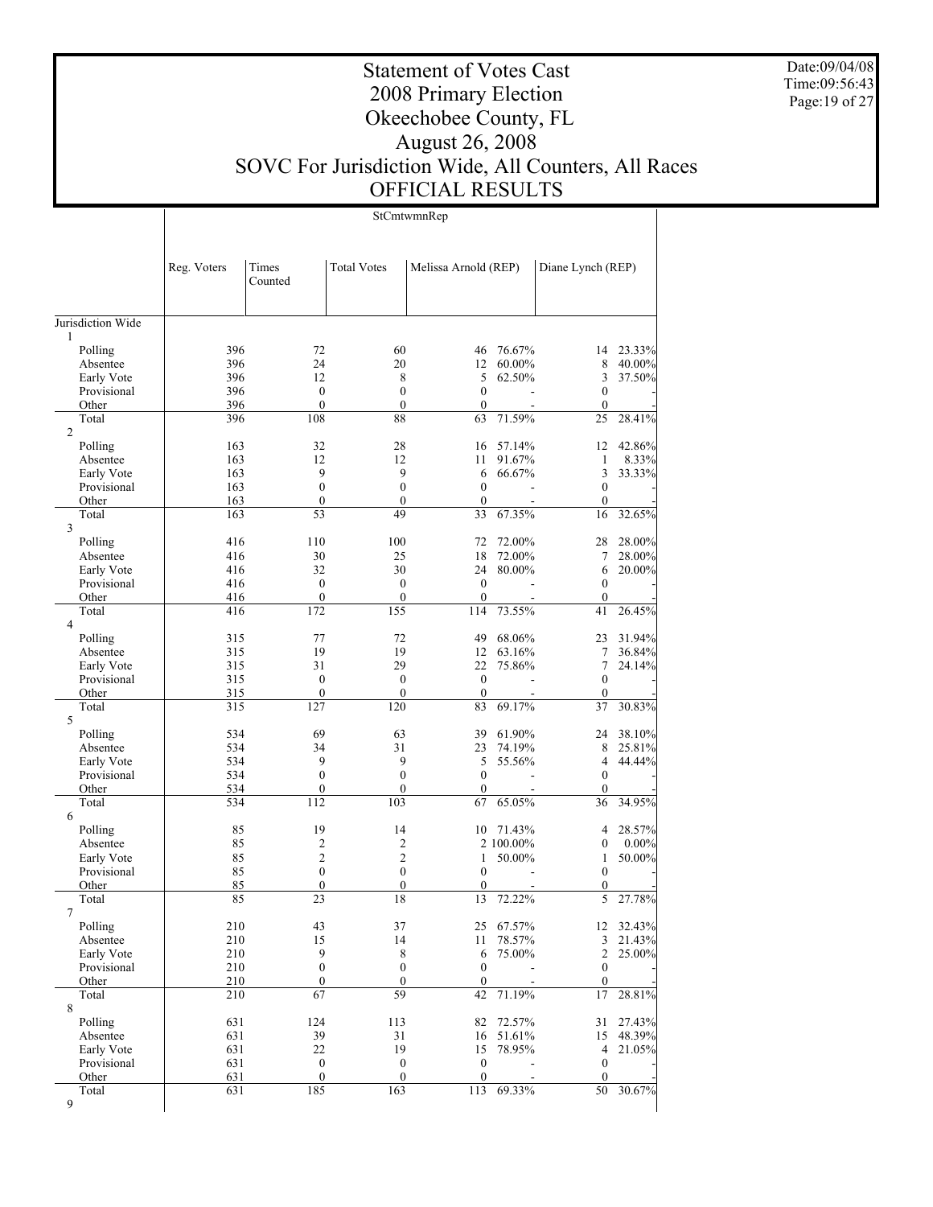# Statement of Votes Cast
# 2008 Primary Election
# Okeechobee County, FL
# August 26, 2008
# SOVC For Jurisdiction Wide, All Counters, All Races
# OFFICIAL RESULTS

Date:09/04/08
Time:09:56:43

StCmtwmnRep

| | Reg. Voters | Times Counted | Total Votes | Melissa Arnold (REP) | | Diane Lynch (REP) | |
|---|---|---|---|---|---|---|---|
| Jurisdiction Wide | | | | | | | |
| 1 | | | | | | | |
| Polling | 396 | 72 | 60 | 46 | 76.67% | 14 | 23.33% |
| Absentee | 396 | 24 | 20 | 12 | 60.00% | 8 | 40.00% |
| Early Vote | 396 | 12 | 8 | 5 | 62.50% | 3 | 37.50% |
| Provisional | 396 | 0 | 0 | 0 | - | 0 | - |
| Other | 396 | 0 | 0 | 0 | - | 0 | - |
| Total | 396 | 108 | 88 | 63 | 71.59% | 25 | 28.41% |
| 2 | | | | | | | |
| Polling | 163 | 32 | 28 | 16 | 57.14% | 12 | 42.86% |
| Absentee | 163 | 12 | 12 | 11 | 91.67% | 1 | 8.33% |
| Early Vote | 163 | 9 | 9 | 6 | 66.67% | 3 | 33.33% |
| Provisional | 163 | 0 | 0 | 0 | - | 0 | - |
| Other | 163 | 0 | 0 | 0 | - | 0 | - |
| Total | 163 | 53 | 49 | 33 | 67.35% | 16 | 32.65% |
| 3 | | | | | | | |
| Polling | 416 | 110 | 100 | 72 | 72.00% | 28 | 28.00% |
| Absentee | 416 | 30 | 25 | 18 | 72.00% | 7 | 28.00% |
| Early Vote | 416 | 32 | 30 | 24 | 80.00% | 6 | 20.00% |
| Provisional | 416 | 0 | 0 | 0 | - | 0 | - |
| Other | 416 | 0 | 0 | 0 | - | 0 | - |
| Total | 416 | 172 | 155 | 114 | 73.55% | 41 | 26.45% |
| 4 | | | | | | | |
| Polling | 315 | 77 | 72 | 49 | 68.06% | 23 | 31.94% |
| Absentee | 315 | 19 | 19 | 12 | 63.16% | 7 | 36.84% |
| Early Vote | 315 | 31 | 29 | 22 | 75.86% | 7 | 24.14% |
| Provisional | 315 | 0 | 0 | 0 | - | 0 | - |
| Other | 315 | 0 | 0 | 0 | - | 0 | - |
| Total | 315 | 127 | 120 | 83 | 69.17% | 37 | 30.83% |
| 5 | | | | | | | |
| Polling | 534 | 69 | 63 | 39 | 61.90% | 24 | 38.10% |
| Absentee | 534 | 34 | 31 | 23 | 74.19% | 8 | 25.81% |
| Early Vote | 534 | 9 | 9 | 5 | 55.56% | 4 | 44.44% |
| Provisional | 534 | 0 | 0 | 0 | - | 0 | - |
| Other | 534 | 0 | 0 | 0 | - | 0 | - |
| Total | 534 | 112 | 103 | 67 | 65.05% | 36 | 34.95% |
| 6 | | | | | | | |
| Polling | 85 | 19 | 14 | 10 | 71.43% | 4 | 28.57% |
| Absentee | 85 | 2 | 2 | 2 | 100.00% | 0 | 0.00% |
| Early Vote | 85 | 2 | 2 | 1 | 50.00% | 1 | 50.00% |
| Provisional | 85 | 0 | 0 | 0 | - | 0 | - |
| Other | 85 | 0 | 0 | 0 | - | 0 | - |
| Total | 85 | 23 | 18 | 13 | 72.22% | 5 | 27.78% |
| 7 | | | | | | | |
| Polling | 210 | 43 | 37 | 25 | 67.57% | 12 | 32.43% |
| Absentee | 210 | 15 | 14 | 11 | 78.57% | 3 | 21.43% |
| Early Vote | 210 | 9 | 8 | 6 | 75.00% | 2 | 25.00% |
| Provisional | 210 | 0 | 0 | 0 | - | 0 | - |
| Other | 210 | 0 | 0 | 0 | - | 0 | - |
| Total | 210 | 67 | 59 | 42 | 71.19% | 17 | 28.81% |
| 8 | | | | | | | |
| Polling | 631 | 124 | 113 | 82 | 72.57% | 31 | 27.43% |
| Absentee | 631 | 39 | 31 | 16 | 51.61% | 15 | 48.39% |
| Early Vote | 631 | 22 | 19 | 15 | 78.95% | 4 | 21.05% |
| Provisional | 631 | 0 | 0 | 0 | - | 0 | - |
| Other | 631 | 0 | 0 | 0 | - | 0 | - |
| Total | 631 | 185 | 163 | 113 | 69.33% | 50 | 30.67% |
| 9 | | | | | | | |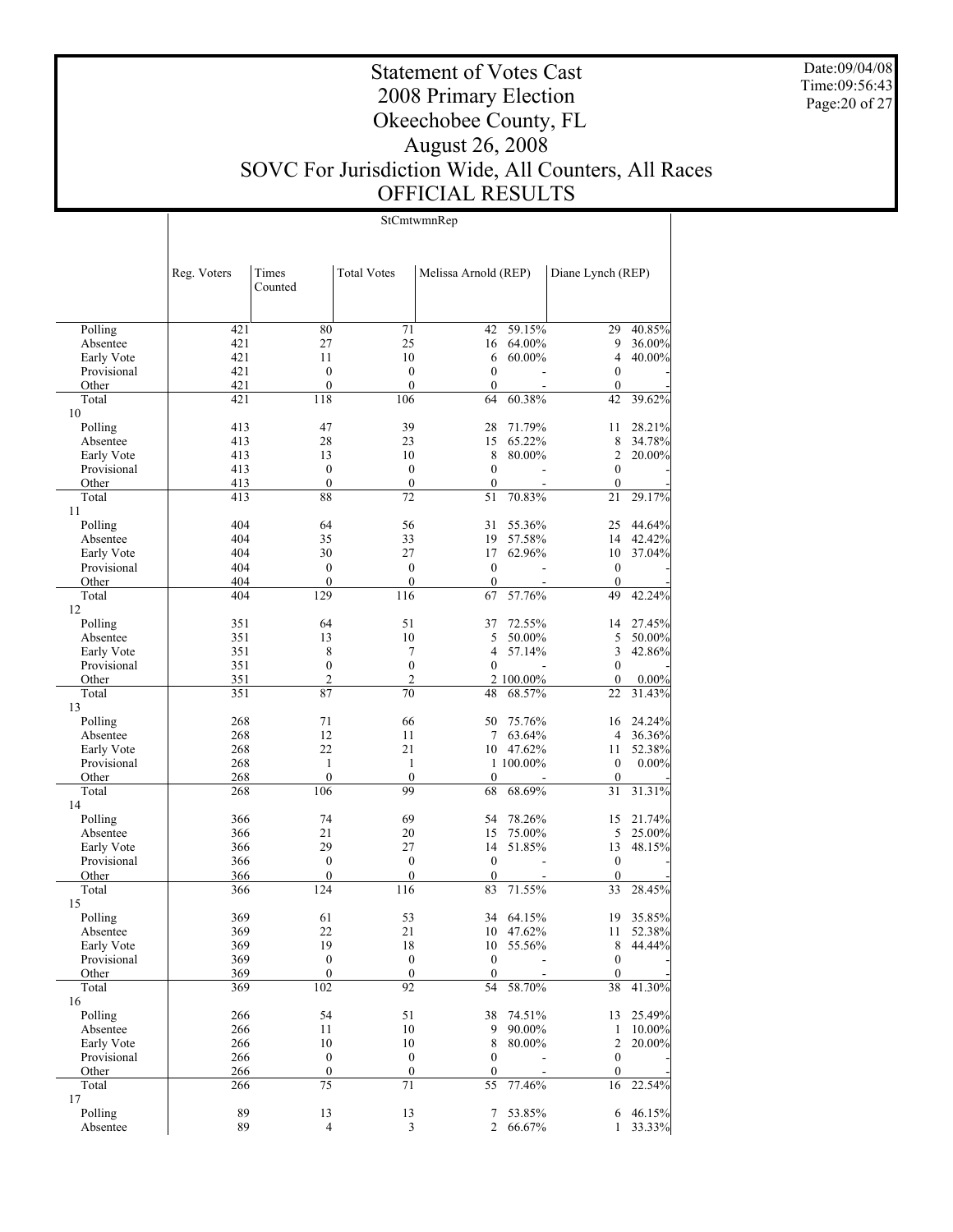# Statement of Votes Cast
# 2008 Primary Election
# Okeechobee County, FL
# August 26, 2008
# SOVC For Jurisdiction Wide, All Counters, All Races
# OFFICIAL RESULTS

Date:09/04/08
Time:09:56:43

StCmtwmnRep

| | Reg. Voters | Times Counted | Total Votes | Melissa Arnold (REP) | | Diane Lynch (REP) | |
|---|---|---|---|---|---|---|---|
| Polling | 421 | 80 | 71 | 42 | 59.15% | 29 | 40.85% |
| Absentee | 421 | 27 | 25 | 16 | 64.00% | 9 | 36.00% |
| Early Vote | 421 | 11 | 10 | 6 | 60.00% | 4 | 40.00% |
| Provisional | 421 | 0 | 0 | 0 | - | 0 | - |
| Other | 421 | 0 | 0 | 0 | - | 0 | - |
| Total | 421 | 118 | 106 | 64 | 60.38% | 42 | 39.62% |
| 10 | | | | | | | |
| Polling | 413 | 47 | 39 | 28 | 71.79% | 11 | 28.21% |
| Absentee | 413 | 28 | 23 | 15 | 65.22% | 8 | 34.78% |
| Early Vote | 413 | 13 | 10 | 8 | 80.00% | 2 | 20.00% |
| Provisional | 413 | 0 | 0 | 0 | - | 0 | - |
| Other | 413 | 0 | 0 | 0 | - | 0 | - |
| Total | 413 | 88 | 72 | 51 | 70.83% | 21 | 29.17% |
| 11 | | | | | | | |
| Polling | 404 | 64 | 56 | 31 | 55.36% | 25 | 44.64% |
| Absentee | 404 | 35 | 33 | 19 | 57.58% | 14 | 42.42% |
| Early Vote | 404 | 30 | 27 | 17 | 62.96% | 10 | 37.04% |
| Provisional | 404 | 0 | 0 | 0 | - | 0 | - |
| Other | 404 | 0 | 0 | 0 | - | 0 | - |
| Total | 404 | 129 | 116 | 67 | 57.76% | 49 | 42.24% |
| 12 | | | | | | | |
| Polling | 351 | 64 | 51 | 37 | 72.55% | 14 | 27.45% |
| Absentee | 351 | 13 | 10 | 5 | 50.00% | 5 | 50.00% |
| Early Vote | 351 | 8 | 7 | 4 | 57.14% | 3 | 42.86% |
| Provisional | 351 | 0 | 0 | 0 | - | 0 | - |
| Other | 351 | 2 | 2 | 2 | 100.00% | 0 | 0.00% |
| Total | 351 | 87 | 70 | 48 | 68.57% | 22 | 31.43% |
| 13 | | | | | | | |
| Polling | 268 | 71 | 66 | 50 | 75.76% | 16 | 24.24% |
| Absentee | 268 | 12 | 11 | 7 | 63.64% | 4 | 36.36% |
| Early Vote | 268 | 22 | 21 | 10 | 47.62% | 11 | 52.38% |
| Provisional | 268 | 1 | 1 | 1 | 100.00% | 0 | 0.00% |
| Other | 268 | 0 | 0 | 0 | - | 0 | - |
| Total | 268 | 106 | 99 | 68 | 68.69% | 31 | 31.31% |
| 14 | | | | | | | |
| Polling | 366 | 74 | 69 | 54 | 78.26% | 15 | 21.74% |
| Absentee | 366 | 21 | 20 | 15 | 75.00% | 5 | 25.00% |
| Early Vote | 366 | 29 | 27 | 14 | 51.85% | 13 | 48.15% |
| Provisional | 366 | 0 | 0 | 0 | - | 0 | - |
| Other | 366 | 0 | 0 | 0 | - | 0 | - |
| Total | 366 | 124 | 116 | 83 | 71.55% | 33 | 28.45% |
| 15 | | | | | | | |
| Polling | 369 | 61 | 53 | 34 | 64.15% | 19 | 35.85% |
| Absentee | 369 | 22 | 21 | 10 | 47.62% | 11 | 52.38% |
| Early Vote | 369 | 19 | 18 | 10 | 55.56% | 8 | 44.44% |
| Provisional | 369 | 0 | 0 | 0 | - | 0 | - |
| Other | 369 | 0 | 0 | 0 | - | 0 | - |
| Total | 369 | 102 | 92 | 54 | 58.70% | 38 | 41.30% |
| 16 | | | | | | | |
| Polling | 266 | 54 | 51 | 38 | 74.51% | 13 | 25.49% |
| Absentee | 266 | 11 | 10 | 9 | 90.00% | 1 | 10.00% |
| Early Vote | 266 | 10 | 10 | 8 | 80.00% | 2 | 20.00% |
| Provisional | 266 | 0 | 0 | 0 | - | 0 | - |
| Other | 266 | 0 | 0 | 0 | - | 0 | - |
| Total | 266 | 75 | 71 | 55 | 77.46% | 16 | 22.54% |
| 17 | | | | | | | |
| Polling | 89 | 13 | 13 | 7 | 53.85% | 6 | 46.15% |
| Absentee | 89 | 4 | 3 | 2 | 66.67% | 1 | 33.33% |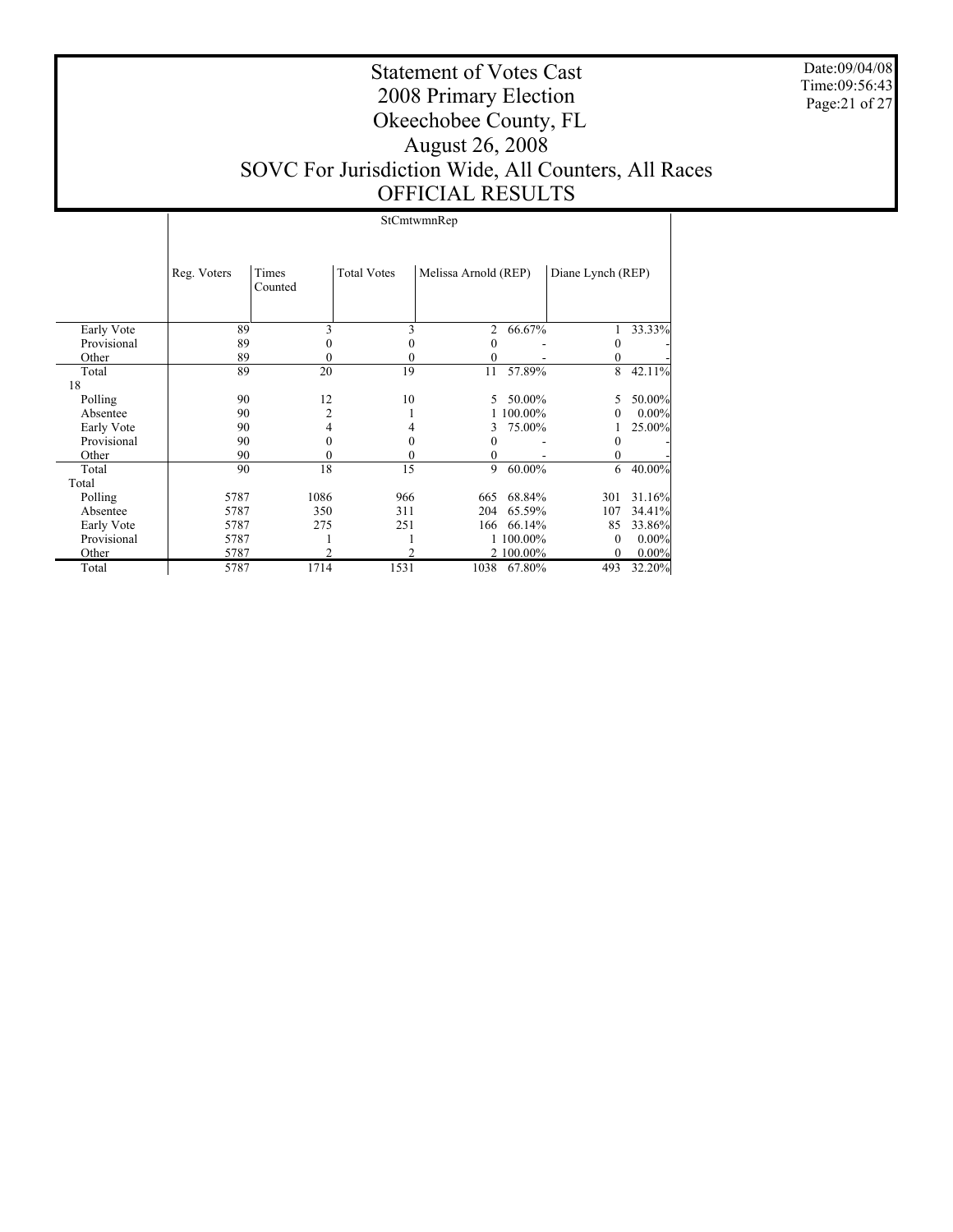# Statement of Votes Cast
# 2008 Primary Election
# Okeechobee County, FL
# August 26, 2008
# SOVC For Jurisdiction Wide, All Counters, All Races
# OFFICIAL RESULTS

Date:09/04/08
Time:09:56:43

StCmtwmnRep

| | Reg. Voters | Times Counted | Total Votes | Melissa Arnold (REP) | | Diane Lynch (REP) | |
|---|---|---|---|---|---|---|---|
| Early Vote | 89 | 3 | 3 | 2 | 66.67% | 1 | 33.33% |
| Provisional | 89 | 0 | 0 | 0 | - | 0 | - |
| Other | 89 | 0 | 0 | 0 | - | 0 | - |
| Total | 89 | 20 | 19 | 11 | 57.89% | 8 | 42.11% |
| 18 | | | | | | | |
| Polling | 90 | 12 | 10 | 5 | 50.00% | 5 | 50.00% |
| Absentee | 90 | 2 | 1 | 1 | 100.00% | 0 | 0.00% |
| Early Vote | 90 | 4 | 4 | 3 | 75.00% | 1 | 25.00% |
| Provisional | 90 | 0 | 0 | 0 | - | 0 | - |
| Other | 90 | 0 | 0 | 0 | - | 0 | - |
| Total | 90 | 18 | 15 | 9 | 60.00% | 6 | 40.00% |
| Total | | | | | | | |
| Polling | 5787 | 1086 | 966 | 665 | 68.84% | 301 | 31.16% |
| Absentee | 5787 | 350 | 311 | 204 | 65.59% | 107 | 34.41% |
| Early Vote | 5787 | 275 | 251 | 166 | 66.14% | 85 | 33.86% |
| Provisional | 5787 | 1 | 1 | 1 | 100.00% | 0 | 0.00% |
| Other | 5787 | 2 | 2 | 2 | 100.00% | 0 | 0.00% |
| Total | 5787 | 1714 | 1531 | 1038 | 67.80% | 493 | 32.20% |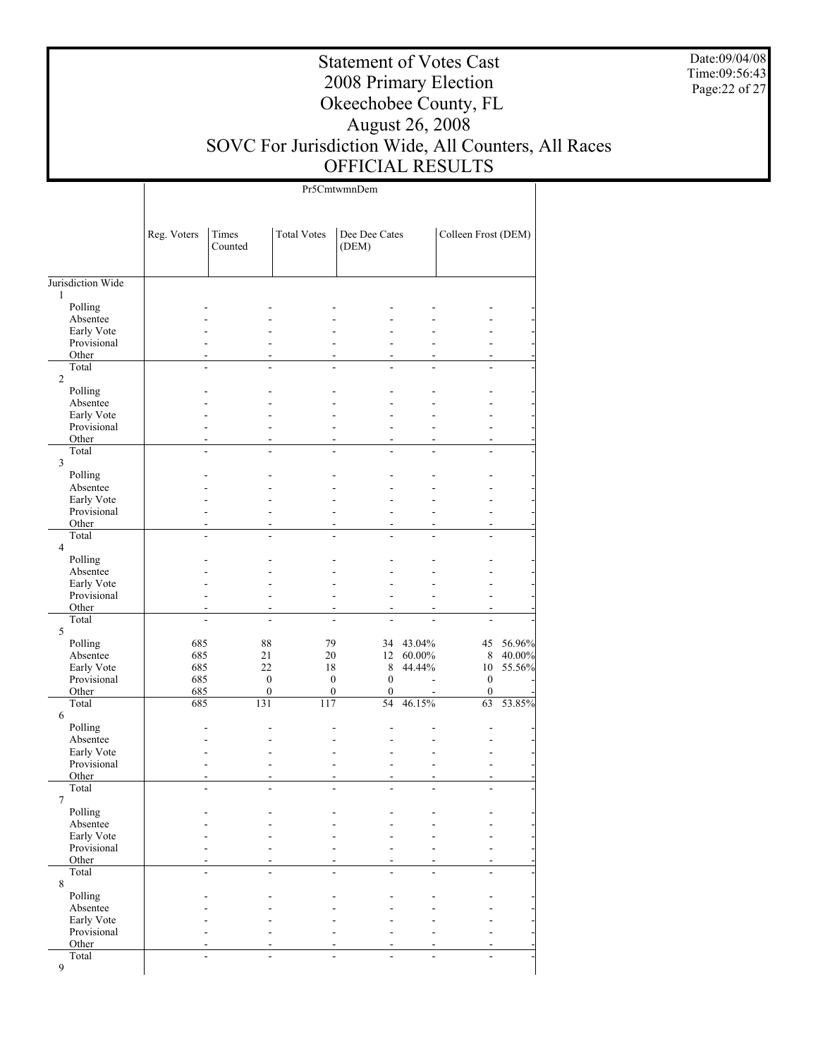# Statement of Votes Cast
# 2008 Primary Election
# Okeechobee County, FL
# August 26, 2008
# SOVC For Jurisdiction Wide, All Counters, All Races
# OFFICIAL RESULTS

Date:09/04/08
Time:09:56:43

Pr5CmtwmnDem

| | Reg. Voters | Times Counted | Total Votes | Dee Dee Cates (DEM) | | Colleen Frost (DEM) | |
|---|---|---|---|---|---|---|---|
| Jurisdiction Wide | | | | | | | |
| 1 | | | | | | | |
| Polling | - | - | - | - | - | - | - |
| Absentee | - | - | - | - | - | - | - |
| Early Vote | - | - | - | - | - | - | - |
| Provisional | - | - | - | - | - | - | - |
| Other | - | - | - | - | - | - | - |
| Total | - | - | - | - | - | - | - |
| 2 | | | | | | | |
| Polling | - | - | - | - | - | - | - |
| Absentee | - | - | - | - | - | - | - |
| Early Vote | - | - | - | - | - | - | - |
| Provisional | - | - | - | - | - | - | - |
| Other | - | - | - | - | - | - | - |
| Total | - | - | - | - | - | - | - |
| 3 | | | | | | | |
| Polling | - | - | - | - | - | - | - |
| Absentee | - | - | - | - | - | - | - |
| Early Vote | - | - | - | - | - | - | - |
| Provisional | - | - | - | - | - | - | - |
| Other | - | - | - | - | - | - | - |
| Total | - | - | - | - | - | - | - |
| 4 | | | | | | | |
| Polling | - | - | - | - | - | - | - |
| Absentee | - | - | - | - | - | - | - |
| Early Vote | - | - | - | - | - | - | - |
| Provisional | - | - | - | - | - | - | - |
| Other | - | - | - | - | - | - | - |
| Total | - | - | - | - | - | - | - |
| 5 | | | | | | | |
| Polling | 685 | 88 | 79 | 34 | 43.04% | 45 | 56.96% |
| Absentee | 685 | 21 | 20 | 12 | 60.00% | 8 | 40.00% |
| Early Vote | 685 | 22 | 18 | 8 | 44.44% | 10 | 55.56% |
| Provisional | 685 | 0 | 0 | 0 | - | 0 | - |
| Other | 685 | 0 | 0 | 0 | - | 0 | - |
| Total | 685 | 131 | 117 | 54 | 46.15% | 63 | 53.85% |
| 6 | | | | | | | |
| Polling | - | - | - | - | - | - | - |
| Absentee | - | - | - | - | - | - | - |
| Early Vote | - | - | - | - | - | - | - |
| Provisional | - | - | - | - | - | - | - |
| Other | - | - | - | - | - | - | - |
| Total | - | - | - | - | - | - | - |
| 7 | | | | | | | |
| Polling | - | - | - | - | - | - | - |
| Absentee | - | - | - | - | - | - | - |
| Early Vote | - | - | - | - | - | - | - |
| Provisional | - | - | - | - | - | - | - |
| Other | - | - | - | - | - | - | - |
| Total | - | - | - | - | - | - | - |
| 8 | | | | | | | |
| Polling | - | - | - | - | - | - | - |
| Absentee | - | - | - | - | - | - | - |
| Early Vote | - | - | - | - | - | - | - |
| Provisional | - | - | - | - | - | - | - |
| Other | - | - | - | - | - | - | - |
| Total | - | - | - | - | - | - | - |
| 9 | | | | | | | |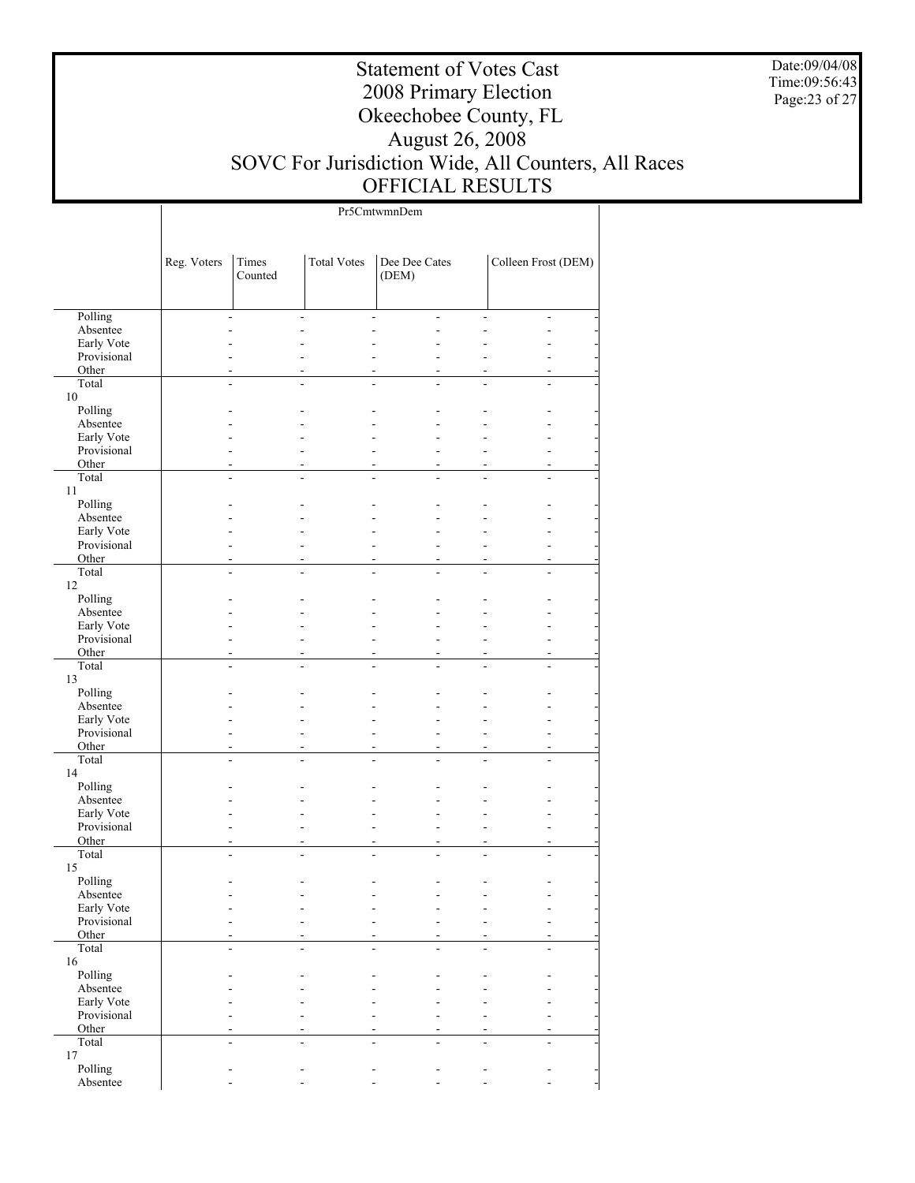# Statement of Votes Cast
# 2008 Primary Election
# Okeechobee County, FL
# August 26, 2008
# SOVC For Jurisdiction Wide, All Counters, All Races
# OFFICIAL RESULTS

Pr5CmtwmnDem

| | Reg. Voters | Times Counted | Total Votes | Dee Dee Cates (DEM) | | Colleen Frost (DEM) | |
|---|---|---|---|---|---|---|---|
| Polling | - | - | - | - | - | - | - |
| Absentee | - | - | - | - | - | - | - |
| Early Vote | - | - | - | - | - | - | - |
| Provisional | - | - | - | - | - | - | - |
| Other | - | - | - | - | - | - | - |
| Total | - | - | - | - | - | - | - |
| 10 | | | | | | | |
| Polling | - | - | - | - | - | - | - |
| Absentee | - | - | - | - | - | - | - |
| Early Vote | - | - | - | - | - | - | - |
| Provisional | - | - | - | - | - | - | - |
| Other | - | - | - | - | - | - | - |
| Total | - | - | - | - | - | - | - |
| 11 | | | | | | | |
| Polling | - | - | - | - | - | - | - |
| Absentee | - | - | - | - | - | - | - |
| Early Vote | - | - | - | - | - | - | - |
| Provisional | - | - | - | - | - | - | - |
| Other | - | - | - | - | - | - | - |
| Total | - | - | - | - | - | - | - |
| 12 | | | | | | | |
| Polling | - | - | - | - | - | - | - |
| Absentee | - | - | - | - | - | - | - |
| Early Vote | - | - | - | - | - | - | - |
| Provisional | - | - | - | - | - | - | - |
| Other | - | - | - | - | - | - | - |
| Total | - | - | - | - | - | - | - |
| 13 | | | | | | | |
| Polling | - | - | - | - | - | - | - |
| Absentee | - | - | - | - | - | - | - |
| Early Vote | - | - | - | - | - | - | - |
| Provisional | - | - | - | - | - | - | - |
| Other | - | - | - | - | - | - | - |
| Total | - | - | - | - | - | - | - |
| 14 | | | | | | | |
| Polling | - | - | - | - | - | - | - |
| Absentee | - | - | - | - | - | - | - |
| Early Vote | - | - | - | - | - | - | - |
| Provisional | - | - | - | - | - | - | - |
| Other | - | - | - | - | - | - | - |
| Total | - | - | - | - | - | - | - |
| 15 | | | | | | | |
| Polling | - | - | - | - | - | - | - |
| Absentee | - | - | - | - | - | - | - |
| Early Vote | - | - | - | - | - | - | - |
| Provisional | - | - | - | - | - | - | - |
| Other | - | - | - | - | - | - | - |
| Total | - | - | - | - | - | - | - |
| 16 | | | | | | | |
| Polling | - | - | - | - | - | - | - |
| Absentee | - | - | - | - | - | - | - |
| Early Vote | - | - | - | - | - | - | - |
| Provisional | - | - | - | - | - | - | - |
| Other | - | - | - | - | - | - | - |
| Total | - | - | - | - | - | - | - |
| 17 | | | | | | | |
| Polling | - | - | - | - | - | - | - |
| Absentee | - | - | - | - | - | - | - |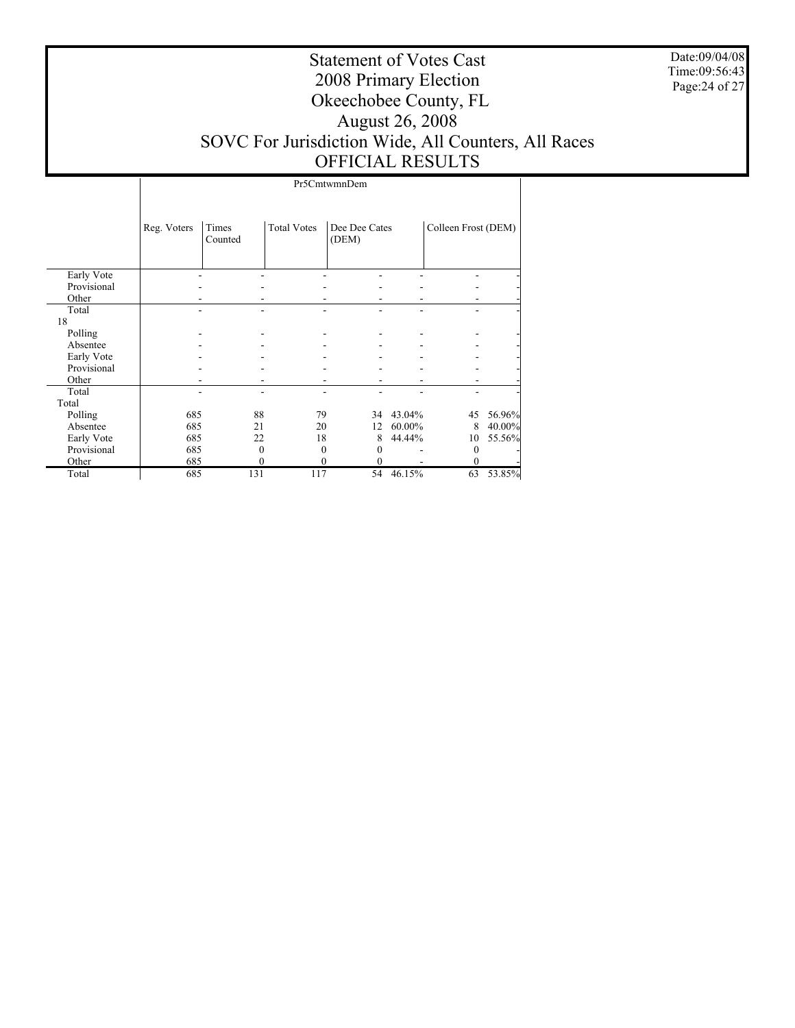# Statement of Votes Cast
# 2008 Primary Election
# Okeechobee County, FL
# August 26, 2008
# SOVC For Jurisdiction Wide, All Counters, All Races
# OFFICIAL RESULTS

Date:09/04/08
Time:09:56:43

| | Pr5CmtwmnDem | | | | | | |
|---|---|---|---|---|---|---|---|
| | Reg. Voters | Times Counted | Total Votes | Dee Dee Cates (DEM) | | Colleen Frost (DEM) | |
| Early Vote | - | - | - | - | - | - | - |
| Provisional | - | - | - | - | - | - | - |
| Other | - | - | - | - | - | - | - |
| Total | - | - | - | - | - | - | - |
| 18 | | | | | | | |
| Polling | - | - | - | - | - | - | - |
| Absentee | - | - | - | - | - | - | - |
| Early Vote | - | - | - | - | - | - | - |
| Provisional | - | - | - | - | - | - | - |
| Other | - | - | - | - | - | - | - |
| Total | - | - | - | - | - | - | - |
| Total | | | | | | | |
| Polling | 685 | 88 | 79 | 34 | 43.04% | 45 | 56.96% |
| Absentee | 685 | 21 | 20 | 12 | 60.00% | 8 | 40.00% |
| Early Vote | 685 | 22 | 18 | 8 | 44.44% | 10 | 55.56% |
| Provisional | 685 | 0 | 0 | 0 | - | 0 | - |
| Other | 685 | 0 | 0 | 0 | - | 0 | - |
| Total | 685 | 131 | 117 | 54 | 46.15% | 63 | 53.85% |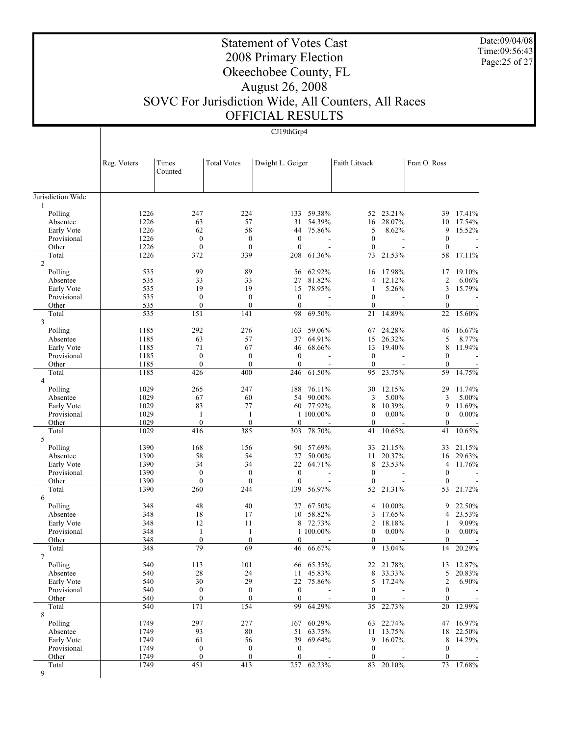# Statement of Votes Cast
# 2008 Primary Election
# Okeechobee County, FL
# August 26, 2008
# SOVC For Jurisdiction Wide, All Counters, All Races
# OFFICIAL RESULTS

Date:09/04/08
Time:09:56:43

CJ19thGrp4

| | Reg. Voters | Times Counted | Total Votes | Dwight L. Geiger | | Faith Litvack | | Fran O. Ross | |
|---|---|---|---|---|---|---|---|---|---|
| Jurisdiction Wide | | | | | | | | | |
| 1 | | | | | | | | | |
| Polling | 1226 | 247 | 224 | 133 | 59.38% | 52 | 23.21% | 39 | 17.41% |
| Absentee | 1226 | 63 | 57 | 31 | 54.39% | 16 | 28.07% | 10 | 17.54% |
| Early Vote | 1226 | 62 | 58 | 44 | 75.86% | 5 | 8.62% | 9 | 15.52% |
| Provisional | 1226 | 0 | 0 | 0 | - | 0 | - | 0 | - |
| Other | 1226 | 0 | 0 | 0 | - | 0 | - | 0 | - |
| Total | 1226 | 372 | 339 | 208 | 61.36% | 73 | 21.53% | 58 | 17.11% |
| 2 | | | | | | | | | |
| Polling | 535 | 99 | 89 | 56 | 62.92% | 16 | 17.98% | 17 | 19.10% |
| Absentee | 535 | 33 | 33 | 27 | 81.82% | 4 | 12.12% | 2 | 6.06% |
| Early Vote | 535 | 19 | 19 | 15 | 78.95% | 1 | 5.26% | 3 | 15.79% |
| Provisional | 535 | 0 | 0 | 0 | - | 0 | - | 0 | - |
| Other | 535 | 0 | 0 | 0 | - | 0 | - | 0 | - |
| Total | 535 | 151 | 141 | 98 | 69.50% | 21 | 14.89% | 22 | 15.60% |
| 3 | | | | | | | | | |
| Polling | 1185 | 292 | 276 | 163 | 59.06% | 67 | 24.28% | 46 | 16.67% |
| Absentee | 1185 | 63 | 57 | 37 | 64.91% | 15 | 26.32% | 5 | 8.77% |
| Early Vote | 1185 | 71 | 67 | 46 | 68.66% | 13 | 19.40% | 8 | 11.94% |
| Provisional | 1185 | 0 | 0 | 0 | - | 0 | - | 0 | - |
| Other | 1185 | 0 | 0 | 0 | - | 0 | - | 0 | - |
| Total | 1185 | 426 | 400 | 246 | 61.50% | 95 | 23.75% | 59 | 14.75% |
| 4 | | | | | | | | | |
| Polling | 1029 | 265 | 247 | 188 | 76.11% | 30 | 12.15% | 29 | 11.74% |
| Absentee | 1029 | 67 | 60 | 54 | 90.00% | 3 | 5.00% | 3 | 5.00% |
| Early Vote | 1029 | 83 | 77 | 60 | 77.92% | 8 | 10.39% | 9 | 11.69% |
| Provisional | 1029 | 1 | 1 | 1 | 100.00% | 0 | 0.00% | 0 | 0.00% |
| Other | 1029 | 0 | 0 | 0 | - | 0 | - | 0 | - |
| Total | 1029 | 416 | 385 | 303 | 78.70% | 41 | 10.65% | 41 | 10.65% |
| 5 | | | | | | | | | |
| Polling | 1390 | 168 | 156 | 90 | 57.69% | 33 | 21.15% | 33 | 21.15% |
| Absentee | 1390 | 58 | 54 | 27 | 50.00% | 11 | 20.37% | 16 | 29.63% |
| Early Vote | 1390 | 34 | 34 | 22 | 64.71% | 8 | 23.53% | 4 | 11.76% |
| Provisional | 1390 | 0 | 0 | 0 | - | 0 | - | 0 | - |
| Other | 1390 | 0 | 0 | 0 | - | 0 | - | 0 | - |
| Total | 1390 | 260 | 244 | 139 | 56.97% | 52 | 21.31% | 53 | 21.72% |
| 6 | | | | | | | | | |
| Polling | 348 | 48 | 40 | 27 | 67.50% | 4 | 10.00% | 9 | 22.50% |
| Absentee | 348 | 18 | 17 | 10 | 58.82% | 3 | 17.65% | 4 | 23.53% |
| Early Vote | 348 | 12 | 11 | 8 | 72.73% | 2 | 18.18% | 1 | 9.09% |
| Provisional | 348 | 1 | 1 | 1 | 100.00% | 0 | 0.00% | 0 | 0.00% |
| Other | 348 | 0 | 0 | 0 | - | 0 | - | 0 | - |
| Total | 348 | 79 | 69 | 46 | 66.67% | 9 | 13.04% | 14 | 20.29% |
| 7 | | | | | | | | | |
| Polling | 540 | 113 | 101 | 66 | 65.35% | 22 | 21.78% | 13 | 12.87% |
| Absentee | 540 | 28 | 24 | 11 | 45.83% | 8 | 33.33% | 5 | 20.83% |
| Early Vote | 540 | 30 | 29 | 22 | 75.86% | 5 | 17.24% | 2 | 6.90% |
| Provisional | 540 | 0 | 0 | 0 | - | 0 | - | 0 | - |
| Other | 540 | 0 | 0 | 0 | - | 0 | - | 0 | - |
| Total | 540 | 171 | 154 | 99 | 64.29% | 35 | 22.73% | 20 | 12.99% |
| 8 | | | | | | | | | |
| Polling | 1749 | 297 | 277 | 167 | 60.29% | 63 | 22.74% | 47 | 16.97% |
| Absentee | 1749 | 93 | 80 | 51 | 63.75% | 11 | 13.75% | 18 | 22.50% |
| Early Vote | 1749 | 61 | 56 | 39 | 69.64% | 9 | 16.07% | 8 | 14.29% |
| Provisional | 1749 | 0 | 0 | 0 | - | 0 | - | 0 | - |
| Other | 1749 | 0 | 0 | 0 | - | 0 | - | 0 | - |
| Total | 1749 | 451 | 413 | 257 | 62.23% | 83 | 20.10% | 73 | 17.68% |
| 9 | | | | | | | | | |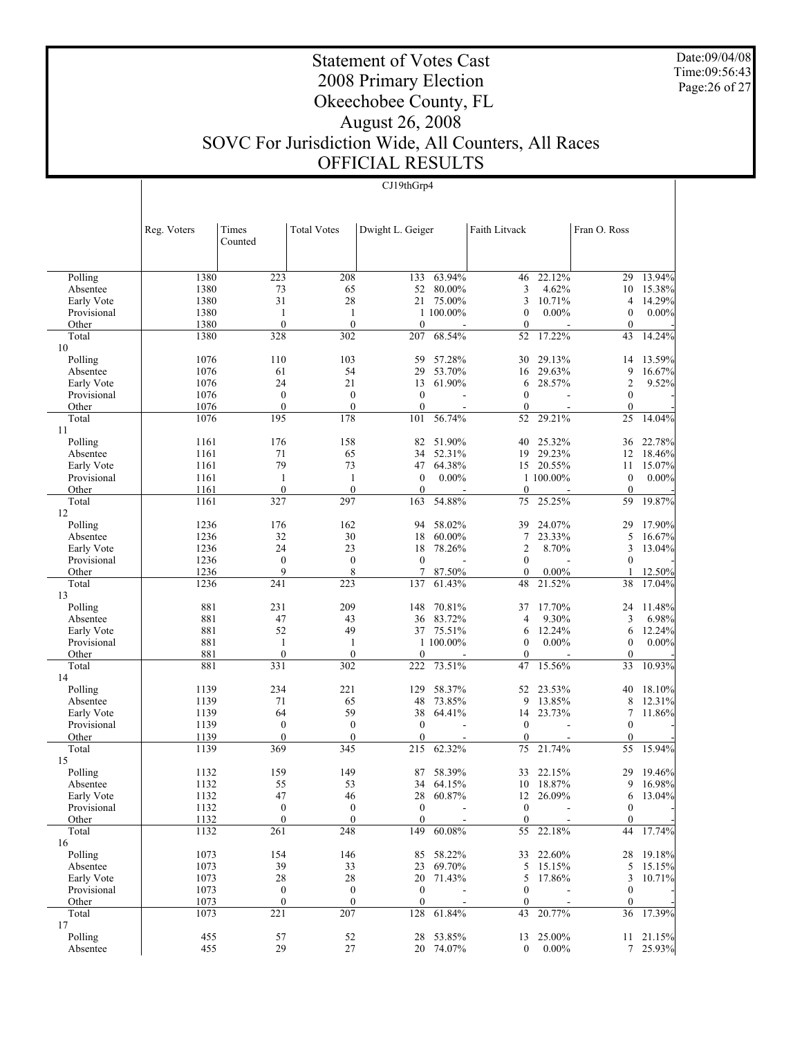# Statement of Votes Cast
# 2008 Primary Election
# Okeechobee County, FL
# August 26, 2008
# SOVC For Jurisdiction Wide, All Counters, All Races
# OFFICIAL RESULTS

Date:09/04/08
Time:09:56:43

CJ19thGrp4

| | Reg. Voters | Times Counted | Total Votes | Dwight L. Geiger | | Faith Litvack | | Fran O. Ross | |
|---|---|---|---|---|---|---|---|---|---|
| Polling | 1380 | 223 | 208 | 133 | 63.94% | 46 | 22.12% | 29 | 13.94% |
| Absentee | 1380 | 73 | 65 | 52 | 80.00% | 3 | 4.62% | 10 | 15.38% |
| Early Vote | 1380 | 31 | 28 | 21 | 75.00% | 3 | 10.71% | 4 | 14.29% |
| Provisional | 1380 | 1 | 1 | 1 | 100.00% | 0 | 0.00% | 0 | 0.00% |
| Other | 1380 | 0 | 0 | 0 | - | 0 | - | 0 | - |
| Total | 1380 | 328 | 302 | 207 | 68.54% | 52 | 17.22% | 43 | 14.24% |
| 10 | | | | | | | | | |
| Polling | 1076 | 110 | 103 | 59 | 57.28% | 30 | 29.13% | 14 | 13.59% |
| Absentee | 1076 | 61 | 54 | 29 | 53.70% | 16 | 29.63% | 9 | 16.67% |
| Early Vote | 1076 | 24 | 21 | 13 | 61.90% | 6 | 28.57% | 2 | 9.52% |
| Provisional | 1076 | 0 | 0 | 0 | - | 0 | - | 0 | - |
| Other | 1076 | 0 | 0 | 0 | - | 0 | - | 0 | - |
| Total | 1076 | 195 | 178 | 101 | 56.74% | 52 | 29.21% | 25 | 14.04% |
| 11 | | | | | | | | | |
| Polling | 1161 | 176 | 158 | 82 | 51.90% | 40 | 25.32% | 36 | 22.78% |
| Absentee | 1161 | 71 | 65 | 34 | 52.31% | 19 | 29.23% | 12 | 18.46% |
| Early Vote | 1161 | 79 | 73 | 47 | 64.38% | 15 | 20.55% | 11 | 15.07% |
| Provisional | 1161 | 1 | 1 | 0 | 0.00% | 1 | 100.00% | 0 | 0.00% |
| Other | 1161 | 0 | 0 | 0 | - | 0 | - | 0 | - |
| Total | 1161 | 327 | 297 | 163 | 54.88% | 75 | 25.25% | 59 | 19.87% |
| 12 | | | | | | | | | |
| Polling | 1236 | 176 | 162 | 94 | 58.02% | 39 | 24.07% | 29 | 17.90% |
| Absentee | 1236 | 32 | 30 | 18 | 60.00% | 7 | 23.33% | 5 | 16.67% |
| Early Vote | 1236 | 24 | 23 | 18 | 78.26% | 2 | 8.70% | 3 | 13.04% |
| Provisional | 1236 | 0 | 0 | 0 | - | 0 | - | 0 | - |
| Other | 1236 | 9 | 8 | 7 | 87.50% | 0 | 0.00% | 1 | 12.50% |
| Total | 1236 | 241 | 223 | 137 | 61.43% | 48 | 21.52% | 38 | 17.04% |
| 13 | | | | | | | | | |
| Polling | 881 | 231 | 209 | 148 | 70.81% | 37 | 17.70% | 24 | 11.48% |
| Absentee | 881 | 47 | 43 | 36 | 83.72% | 4 | 9.30% | 3 | 6.98% |
| Early Vote | 881 | 52 | 49 | 37 | 75.51% | 6 | 12.24% | 6 | 12.24% |
| Provisional | 881 | 1 | 1 | 1 | 100.00% | 0 | 0.00% | 0 | 0.00% |
| Other | 881 | 0 | 0 | 0 | - | 0 | - | 0 | - |
| Total | 881 | 331 | 302 | 222 | 73.51% | 47 | 15.56% | 33 | 10.93% |
| 14 | | | | | | | | | |
| Polling | 1139 | 234 | 221 | 129 | 58.37% | 52 | 23.53% | 40 | 18.10% |
| Absentee | 1139 | 71 | 65 | 48 | 73.85% | 9 | 13.85% | 8 | 12.31% |
| Early Vote | 1139 | 64 | 59 | 38 | 64.41% | 14 | 23.73% | 7 | 11.86% |
| Provisional | 1139 | 0 | 0 | 0 | - | 0 | - | 0 | - |
| Other | 1139 | 0 | 0 | 0 | - | 0 | - | 0 | - |
| Total | 1139 | 369 | 345 | 215 | 62.32% | 75 | 21.74% | 55 | 15.94% |
| 15 | | | | | | | | | |
| Polling | 1132 | 159 | 149 | 87 | 58.39% | 33 | 22.15% | 29 | 19.46% |
| Absentee | 1132 | 55 | 53 | 34 | 64.15% | 10 | 18.87% | 9 | 16.98% |
| Early Vote | 1132 | 47 | 46 | 28 | 60.87% | 12 | 26.09% | 6 | 13.04% |
| Provisional | 1132 | 0 | 0 | 0 | - | 0 | - | 0 | - |
| Other | 1132 | 0 | 0 | 0 | - | 0 | - | 0 | - |
| Total | 1132 | 261 | 248 | 149 | 60.08% | 55 | 22.18% | 44 | 17.74% |
| 16 | | | | | | | | | |
| Polling | 1073 | 154 | 146 | 85 | 58.22% | 33 | 22.60% | 28 | 19.18% |
| Absentee | 1073 | 39 | 33 | 23 | 69.70% | 5 | 15.15% | 5 | 15.15% |
| Early Vote | 1073 | 28 | 28 | 20 | 71.43% | 5 | 17.86% | 3 | 10.71% |
| Provisional | 1073 | 0 | 0 | 0 | - | 0 | - | 0 | - |
| Other | 1073 | 0 | 0 | 0 | - | 0 | - | 0 | - |
| Total | 1073 | 221 | 207 | 128 | 61.84% | 43 | 20.77% | 36 | 17.39% |
| 17 | | | | | | | | | |
| Polling | 455 | 57 | 52 | 28 | 53.85% | 13 | 25.00% | 11 | 21.15% |
| Absentee | 455 | 29 | 27 | 20 | 74.07% | 0 | 0.00% | 7 | 25.93% |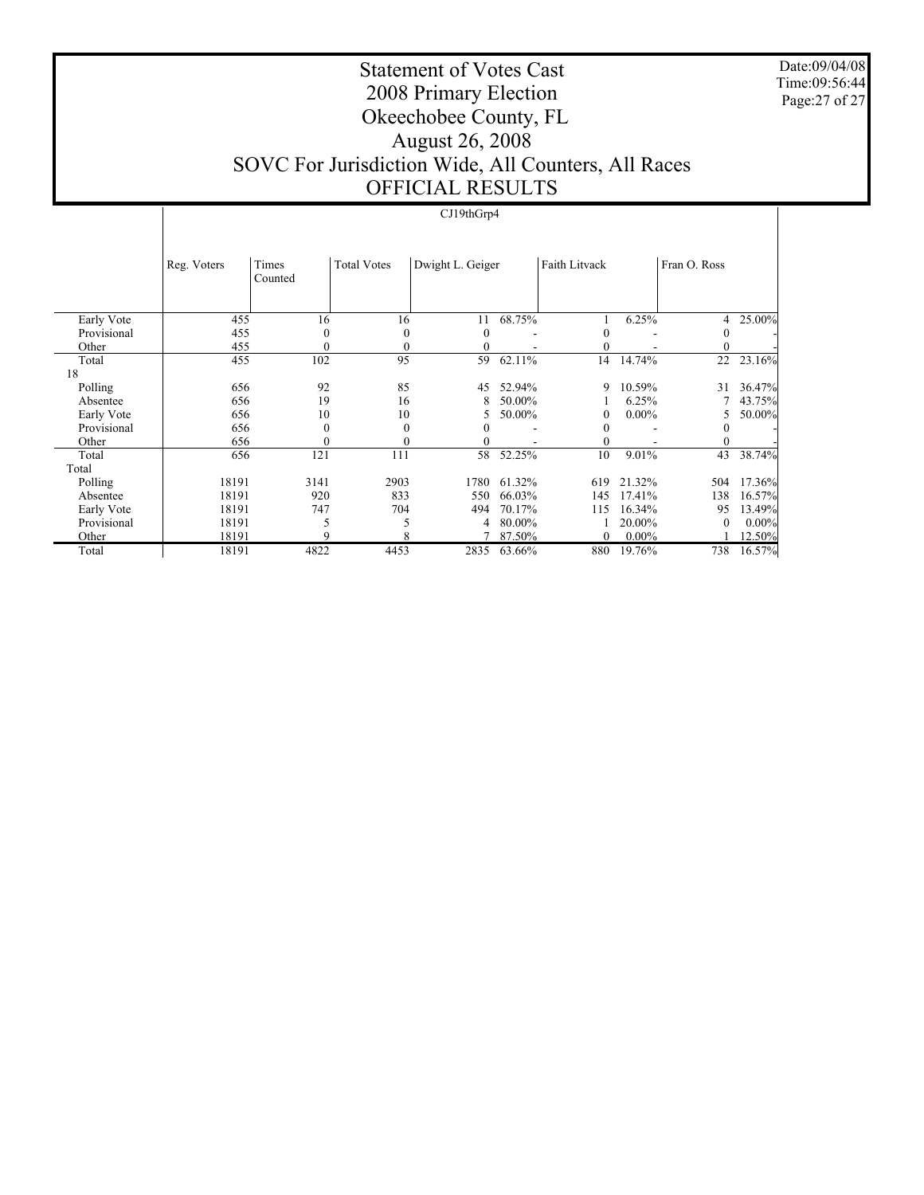# Statement of Votes Cast
# 2008 Primary Election
# Okeechobee County, FL
# August 26, 2008
# SOVC For Jurisdiction Wide, All Counters, All Races
# OFFICIAL RESULTS

Date:09/04/08
Time:09:56:44

CJ19thGrp4

| | Reg. Voters | Times Counted | Total Votes | Dwight L. Geiger | | Faith Litvack | | Fran O. Ross | |
|---|---|---|---|---|---|---|---|---|---|
| Early Vote | 455 | 16 | 16 | 11 | 68.75% | 1 | 6.25% | 4 | 25.00% |
| Provisional | 455 | 0 | 0 | 0 | - | 0 | - | 0 | - |
| Other | 455 | 0 | 0 | 0 | - | 0 | - | 0 | - |
| Total | 455 | 102 | 95 | 59 | 62.11% | 14 | 14.74% | 22 | 23.16% |
| 18 | | | | | | | | | |
| Polling | 656 | 92 | 85 | 45 | 52.94% | 9 | 10.59% | 31 | 36.47% |
| Absentee | 656 | 19 | 16 | 8 | 50.00% | 1 | 6.25% | 7 | 43.75% |
| Early Vote | 656 | 10 | 10 | 5 | 50.00% | 0 | 0.00% | 5 | 50.00% |
| Provisional | 656 | 0 | 0 | 0 | - | 0 | - | 0 | - |
| Other | 656 | 0 | 0 | 0 | - | 0 | - | 0 | - |
| Total | 656 | 121 | 111 | 58 | 52.25% | 10 | 9.01% | 43 | 38.74% |
| Total | | | | | | | | | |
| Polling | 18191 | 3141 | 2903 | 1780 | 61.32% | 619 | 21.32% | 504 | 17.36% |
| Absentee | 18191 | 920 | 833 | 550 | 66.03% | 145 | 17.41% | 138 | 16.57% |
| Early Vote | 18191 | 747 | 704 | 494 | 70.17% | 115 | 16.34% | 95 | 13.49% |
| Provisional | 18191 | 5 | 5 | 4 | 80.00% | 1 | 20.00% | 0 | 0.00% |
| Other | 18191 | 9 | 8 | 7 | 87.50% | 0 | 0.00% | 1 | 12.50% |
| Total | 18191 | 4822 | 4453 | 2835 | 63.66% | 880 | 19.76% | 738 | 16.57% |